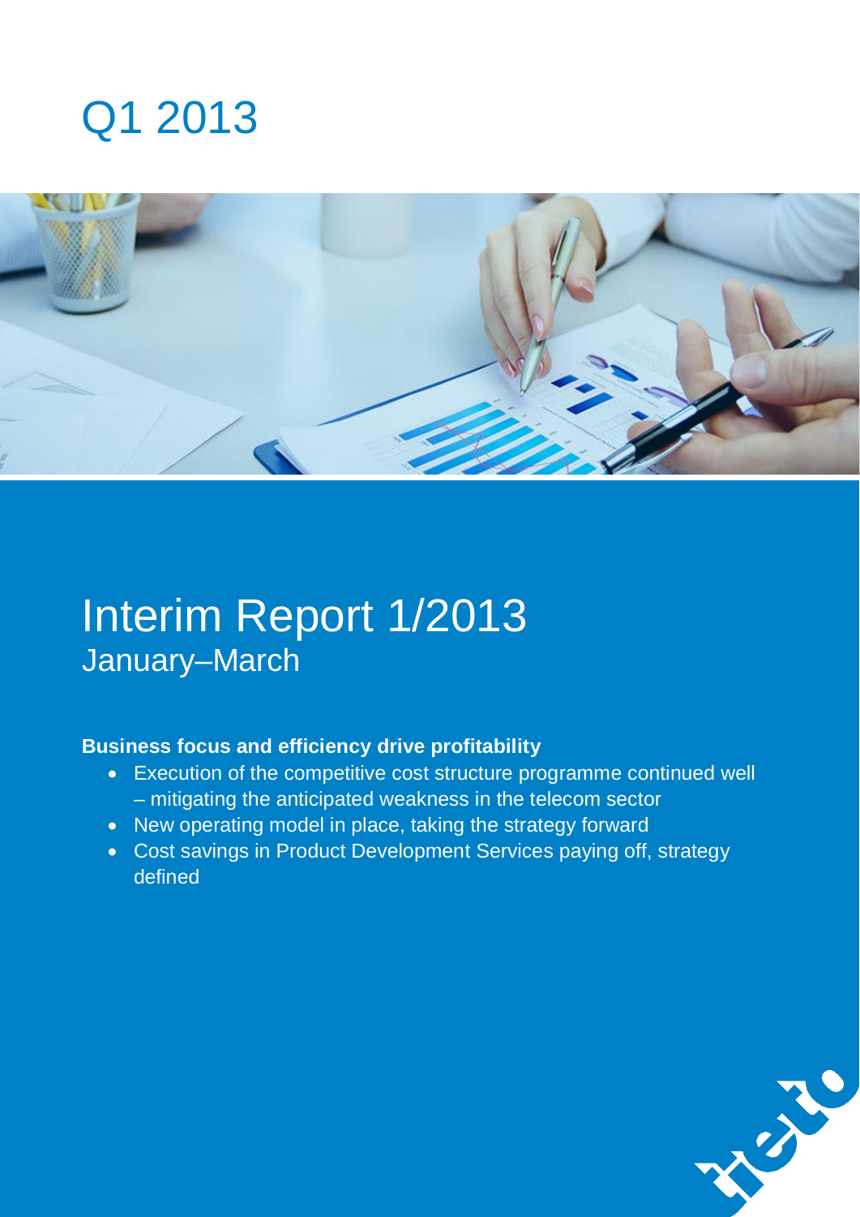# Q1 2013

# Interim Report 1/2013

## January–March

**Business focus and efficiency drive profitability**

- Execution of the competitive cost structure programme continued well – mitigating the anticipated weakness in the telecom sector
- New operating model in place, taking the strategy forward
- Cost savings in Product Development Services paying off, strategy defined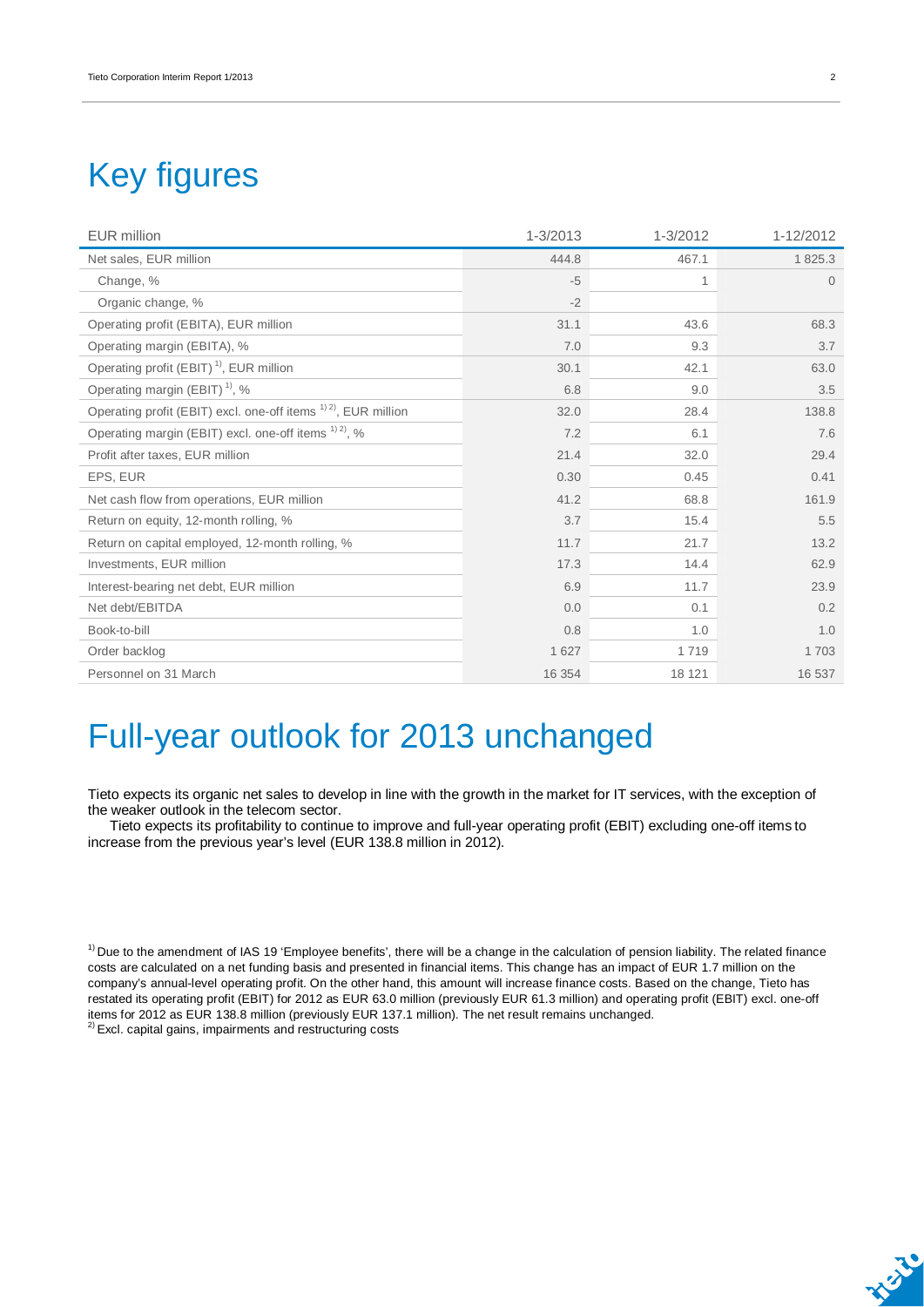# Key figures

| EUR million | 1-3/2013 | 1-3/2012 | 1-12/2012 |
|---|---|---|---|
| Net sales, EUR million | 444.8 | 467.1 | 1 825.3 |
| Change, % | -5 | 1 | 0 |
| Organic change, % | -2 | | |
| Operating profit (EBITA), EUR million | 31.1 | 43.6 | 68.3 |
| Operating margin (EBITA), % | 7.0 | 9.3 | 3.7 |
| Operating profit (EBIT) [1], EUR million | 30.1 | 42.1 | 63.0 |
| Operating margin (EBIT) [1], % | 6.8 | 9.0 | 3.5 |
| Operating profit (EBIT) excl. one-off items [1) 2)], EUR million | 32.0 | 28.4 | 138.8 |
| Operating margin (EBIT) excl. one-off items [1) 2)], % | 7.2 | 6.1 | 7.6 |
| Profit after taxes, EUR million | 21.4 | 32.0 | 29.4 |
| EPS, EUR | 0.30 | 0.45 | 0.41 |
| Net cash flow from operations, EUR million | 41.2 | 68.8 | 161.9 |
| Return on equity, 12-month rolling, % | 3.7 | 15.4 | 5.5 |
| Return on capital employed, 12-month rolling, % | 11.7 | 21.7 | 13.2 |
| Investments, EUR million | 17.3 | 14.4 | 62.9 |
| Interest-bearing net debt, EUR million | 6.9 | 11.7 | 23.9 |
| Net debt/EBITDA | 0.0 | 0.1 | 0.2 |
| Book-to-bill | 0.8 | 1.0 | 1.0 |
| Order backlog | 1 627 | 1 719 | 1 703 |
| Personnel on 31 March | 16 354 | 18 121 | 16 537 |

# Full-year outlook for 2013 unchanged

Tieto expects its organic net sales to develop in line with the growth in the market for IT services, with the exception of the weaker outlook in the telecom sector.

Tieto expects its profitability to continue to improve and full-year operating profit (EBIT) excluding one-off items to increase from the previous year's level (EUR 138.8 million in 2012).

[1] Due to the amendment of IAS 19 'Employee benefits', there will be a change in the calculation of pension liability. The related finance costs are calculated on a net funding basis and presented in financial items. This change has an impact of EUR 1.7 million on the company's annual-level operating profit. On the other hand, this amount will increase finance costs. Based on the change, Tieto has restated its operating profit (EBIT) for 2012 as EUR 63.0 million (previously EUR 61.3 million) and operating profit (EBIT) excl. one-off items for 2012 as EUR 138.8 million (previously EUR 137.1 million). The net result remains unchanged.

[2] Excl. capital gains, impairments and restructuring costs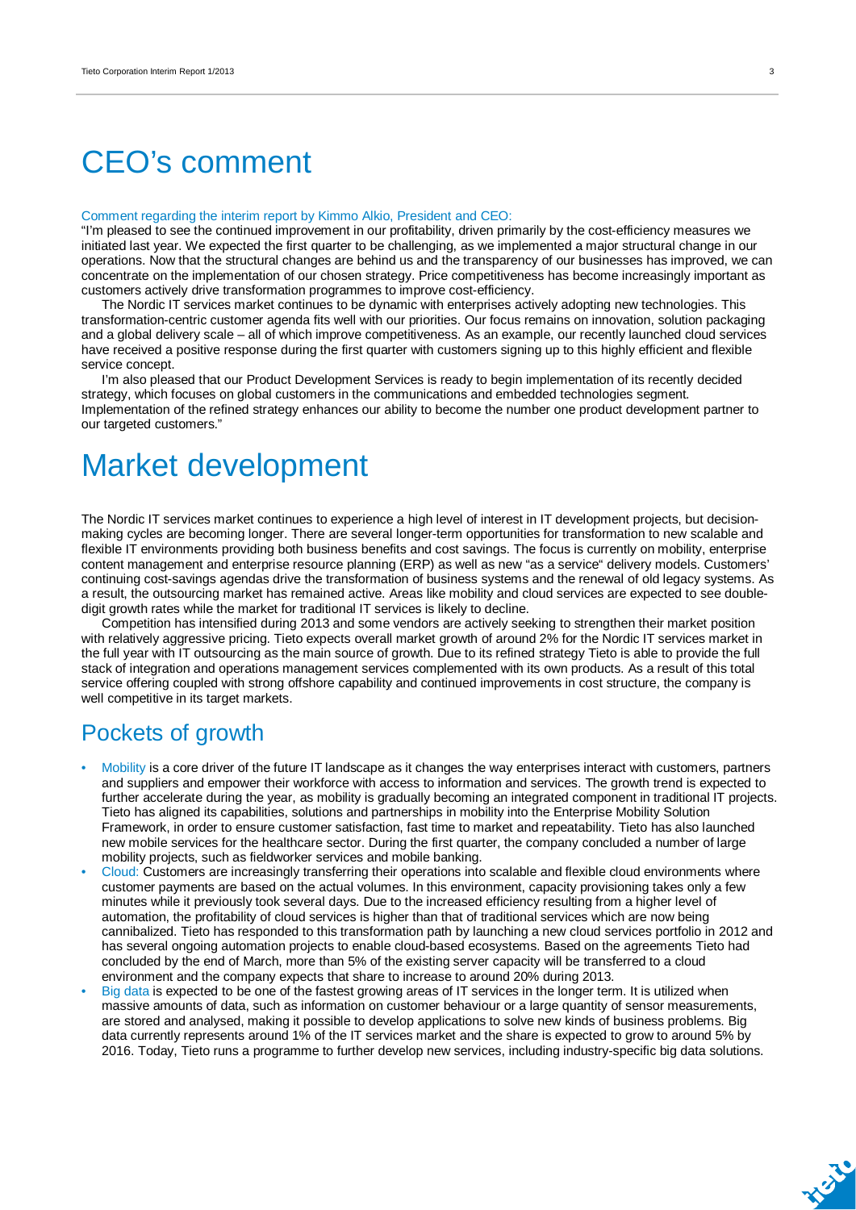# CEO's comment

Comment regarding the interim report by Kimmo Alkio, President and CEO:

"I'm pleased to see the continued improvement in our profitability, driven primarily by the cost-efficiency measures we initiated last year. We expected the first quarter to be challenging, as we implemented a major structural change in our operations. Now that the structural changes are behind us and the transparency of our businesses has improved, we can concentrate on the implementation of our chosen strategy. Price competitiveness has become increasingly important as customers actively drive transformation programmes to improve cost-efficiency.

The Nordic IT services market continues to be dynamic with enterprises actively adopting new technologies. This transformation-centric customer agenda fits well with our priorities. Our focus remains on innovation, solution packaging and a global delivery scale – all of which improve competitiveness. As an example, our recently launched cloud services have received a positive response during the first quarter with customers signing up to this highly efficient and flexible service concept.

I'm also pleased that our Product Development Services is ready to begin implementation of its recently decided strategy, which focuses on global customers in the communications and embedded technologies segment. Implementation of the refined strategy enhances our ability to become the number one product development partner to our targeted customers."

# Market development

The Nordic IT services market continues to experience a high level of interest in IT development projects, but decision-making cycles are becoming longer. There are several longer-term opportunities for transformation to new scalable and flexible IT environments providing both business benefits and cost savings. The focus is currently on mobility, enterprise content management and enterprise resource planning (ERP) as well as new "as a service" delivery models. Customers' continuing cost-savings agendas drive the transformation of business systems and the renewal of old legacy systems. As a result, the outsourcing market has remained active. Areas like mobility and cloud services are expected to see double-digit growth rates while the market for traditional IT services is likely to decline.

Competition has intensified during 2013 and some vendors are actively seeking to strengthen their market position with relatively aggressive pricing. Tieto expects overall market growth of around 2% for the Nordic IT services market in the full year with IT outsourcing as the main source of growth. Due to its refined strategy Tieto is able to provide the full stack of integration and operations management services complemented with its own products. As a result of this total service offering coupled with strong offshore capability and continued improvements in cost structure, the company is well competitive in its target markets.

## Pockets of growth

- Mobility is a core driver of the future IT landscape as it changes the way enterprises interact with customers, partners and suppliers and empower their workforce with access to information and services. The growth trend is expected to further accelerate during the year, as mobility is gradually becoming an integrated component in traditional IT projects. Tieto has aligned its capabilities, solutions and partnerships in mobility into the Enterprise Mobility Solution Framework, in order to ensure customer satisfaction, fast time to market and repeatability. Tieto has also launched new mobile services for the healthcare sector. During the first quarter, the company concluded a number of large mobility projects, such as fieldworker services and mobile banking.
- Cloud: Customers are increasingly transferring their operations into scalable and flexible cloud environments where customer payments are based on the actual volumes. In this environment, capacity provisioning takes only a few minutes while it previously took several days. Due to the increased efficiency resulting from a higher level of automation, the profitability of cloud services is higher than that of traditional services which are now being cannibalized. Tieto has responded to this transformation path by launching a new cloud services portfolio in 2012 and has several ongoing automation projects to enable cloud-based ecosystems. Based on the agreements Tieto had concluded by the end of March, more than 5% of the existing server capacity will be transferred to a cloud environment and the company expects that share to increase to around 20% during 2013.
- Big data is expected to be one of the fastest growing areas of IT services in the longer term. It is utilized when massive amounts of data, such as information on customer behaviour or a large quantity of sensor measurements, are stored and analysed, making it possible to develop applications to solve new kinds of business problems. Big data currently represents around 1% of the IT services market and the share is expected to grow to around 5% by 2016. Today, Tieto runs a programme to further develop new services, including industry-specific big data solutions.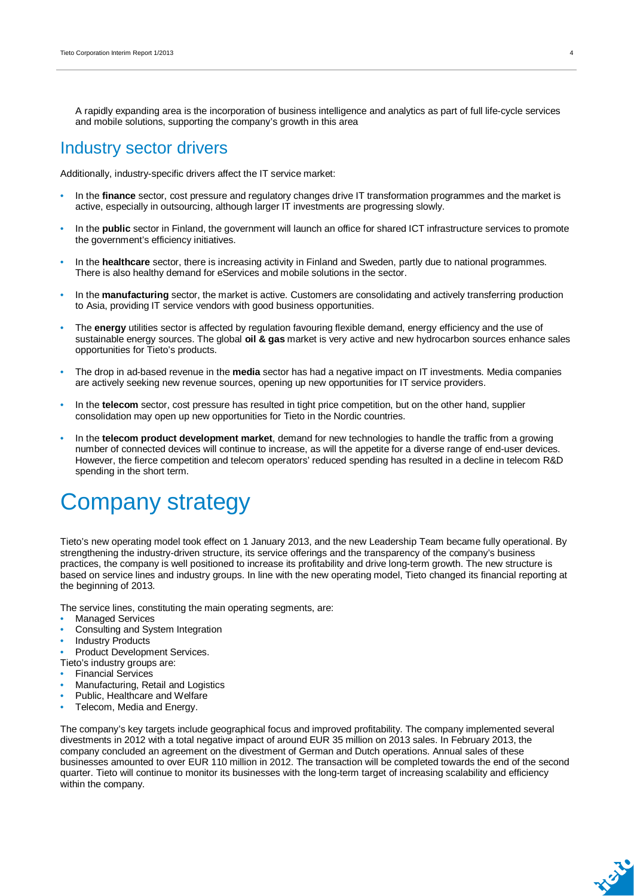A rapidly expanding area is the incorporation of business intelligence and analytics as part of full life-cycle services and mobile solutions, supporting the company's growth in this area

## Industry sector drivers

Additionally, industry-specific drivers affect the IT service market:

- In the **finance** sector, cost pressure and regulatory changes drive IT transformation programmes and the market is active, especially in outsourcing, although larger IT investments are progressing slowly.
- In the **public** sector in Finland, the government will launch an office for shared ICT infrastructure services to promote the government's efficiency initiatives.
- In the **healthcare** sector, there is increasing activity in Finland and Sweden, partly due to national programmes. There is also healthy demand for eServices and mobile solutions in the sector.
- In the **manufacturing** sector, the market is active. Customers are consolidating and actively transferring production to Asia, providing IT service vendors with good business opportunities.
- The **energy** utilities sector is affected by regulation favouring flexible demand, energy efficiency and the use of sustainable energy sources. The global **oil & gas** market is very active and new hydrocarbon sources enhance sales opportunities for Tieto's products.
- The drop in ad-based revenue in the **media** sector has had a negative impact on IT investments. Media companies are actively seeking new revenue sources, opening up new opportunities for IT service providers.
- In the **telecom** sector, cost pressure has resulted in tight price competition, but on the other hand, supplier consolidation may open up new opportunities for Tieto in the Nordic countries.
- In the **telecom product development market**, demand for new technologies to handle the traffic from a growing number of connected devices will continue to increase, as will the appetite for a diverse range of end-user devices. However, the fierce competition and telecom operators' reduced spending has resulted in a decline in telecom R&D spending in the short term.

# Company strategy

Tieto's new operating model took effect on 1 January 2013, and the new Leadership Team became fully operational. By strengthening the industry-driven structure, its service offerings and the transparency of the company's business practices, the company is well positioned to increase its profitability and drive long-term growth. The new structure is based on service lines and industry groups. In line with the new operating model, Tieto changed its financial reporting at the beginning of 2013.

The service lines, constituting the main operating segments, are:

- Managed Services
- Consulting and System Integration
- Industry Products
- Product Development Services.

Tieto's industry groups are:

- Financial Services
- Manufacturing, Retail and Logistics
- Public, Healthcare and Welfare
- Telecom, Media and Energy.

The company's key targets include geographical focus and improved profitability. The company implemented several divestments in 2012 with a total negative impact of around EUR 35 million on 2013 sales. In February 2013, the company concluded an agreement on the divestment of German and Dutch operations. Annual sales of these businesses amounted to over EUR 110 million in 2012. The transaction will be completed towards the end of the second quarter. Tieto will continue to monitor its businesses with the long-term target of increasing scalability and efficiency within the company.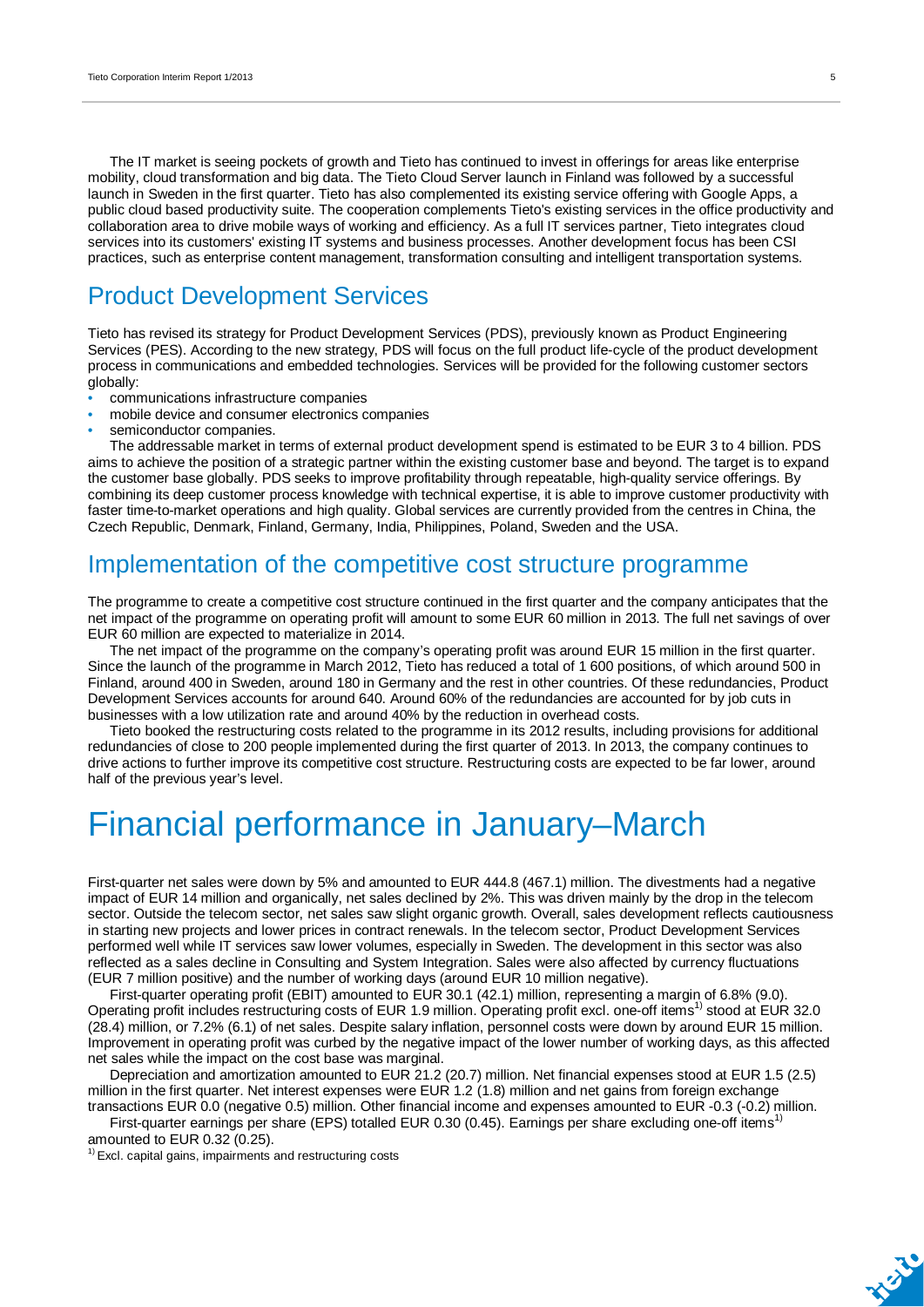The IT market is seeing pockets of growth and Tieto has continued to invest in offerings for areas like enterprise mobility, cloud transformation and big data. The Tieto Cloud Server launch in Finland was followed by a successful launch in Sweden in the first quarter. Tieto has also complemented its existing service offering with Google Apps, a public cloud based productivity suite. The cooperation complements Tieto's existing services in the office productivity and collaboration area to drive mobile ways of working and efficiency. As a full IT services partner, Tieto integrates cloud services into its customers' existing IT systems and business processes. Another development focus has been CSI practices, such as enterprise content management, transformation consulting and intelligent transportation systems.

## Product Development Services

Tieto has revised its strategy for Product Development Services (PDS), previously known as Product Engineering Services (PES). According to the new strategy, PDS will focus on the full product life-cycle of the product development process in communications and embedded technologies. Services will be provided for the following customer sectors globally:

- communications infrastructure companies
- mobile device and consumer electronics companies
- semiconductor companies.

The addressable market in terms of external product development spend is estimated to be EUR 3 to 4 billion. PDS aims to achieve the position of a strategic partner within the existing customer base and beyond. The target is to expand the customer base globally. PDS seeks to improve profitability through repeatable, high-quality service offerings. By combining its deep customer process knowledge with technical expertise, it is able to improve customer productivity with faster time-to-market operations and high quality. Global services are currently provided from the centres in China, the Czech Republic, Denmark, Finland, Germany, India, Philippines, Poland, Sweden and the USA.

## Implementation of the competitive cost structure programme

The programme to create a competitive cost structure continued in the first quarter and the company anticipates that the net impact of the programme on operating profit will amount to some EUR 60 million in 2013. The full net savings of over EUR 60 million are expected to materialize in 2014.

The net impact of the programme on the company's operating profit was around EUR 15 million in the first quarter. Since the launch of the programme in March 2012, Tieto has reduced a total of 1 600 positions, of which around 500 in Finland, around 400 in Sweden, around 180 in Germany and the rest in other countries. Of these redundancies, Product Development Services accounts for around 640. Around 60% of the redundancies are accounted for by job cuts in businesses with a low utilization rate and around 40% by the reduction in overhead costs.

Tieto booked the restructuring costs related to the programme in its 2012 results, including provisions for additional redundancies of close to 200 people implemented during the first quarter of 2013. In 2013, the company continues to drive actions to further improve its competitive cost structure. Restructuring costs are expected to be far lower, around half of the previous year's level.

# Financial performance in January–March

First-quarter net sales were down by 5% and amounted to EUR 444.8 (467.1) million. The divestments had a negative impact of EUR 14 million and organically, net sales declined by 2%. This was driven mainly by the drop in the telecom sector. Outside the telecom sector, net sales saw slight organic growth. Overall, sales development reflects cautiousness in starting new projects and lower prices in contract renewals. In the telecom sector, Product Development Services performed well while IT services saw lower volumes, especially in Sweden. The development in this sector was also reflected as a sales decline in Consulting and System Integration. Sales were also affected by currency fluctuations (EUR 7 million positive) and the number of working days (around EUR 10 million negative).

First-quarter operating profit (EBIT) amounted to EUR 30.1 (42.1) million, representing a margin of 6.8% (9.0). Operating profit includes restructuring costs of EUR 1.9 million. Operating profit excl. one-off items[1] stood at EUR 32.0 (28.4) million, or 7.2% (6.1) of net sales. Despite salary inflation, personnel costs were down by around EUR 15 million. Improvement in operating profit was curbed by the negative impact of the lower number of working days, as this affected net sales while the impact on the cost base was marginal.

Depreciation and amortization amounted to EUR 21.2 (20.7) million. Net financial expenses stood at EUR 1.5 (2.5) million in the first quarter. Net interest expenses were EUR 1.2 (1.8) million and net gains from foreign exchange transactions EUR 0.0 (negative 0.5) million. Other financial income and expenses amounted to EUR -0.3 (-0.2) million.

First-quarter earnings per share (EPS) totalled EUR 0.30 (0.45). Earnings per share excluding one-off items[1] amounted to EUR 0.32 (0.25).

[1] Excl. capital gains, impairments and restructuring costs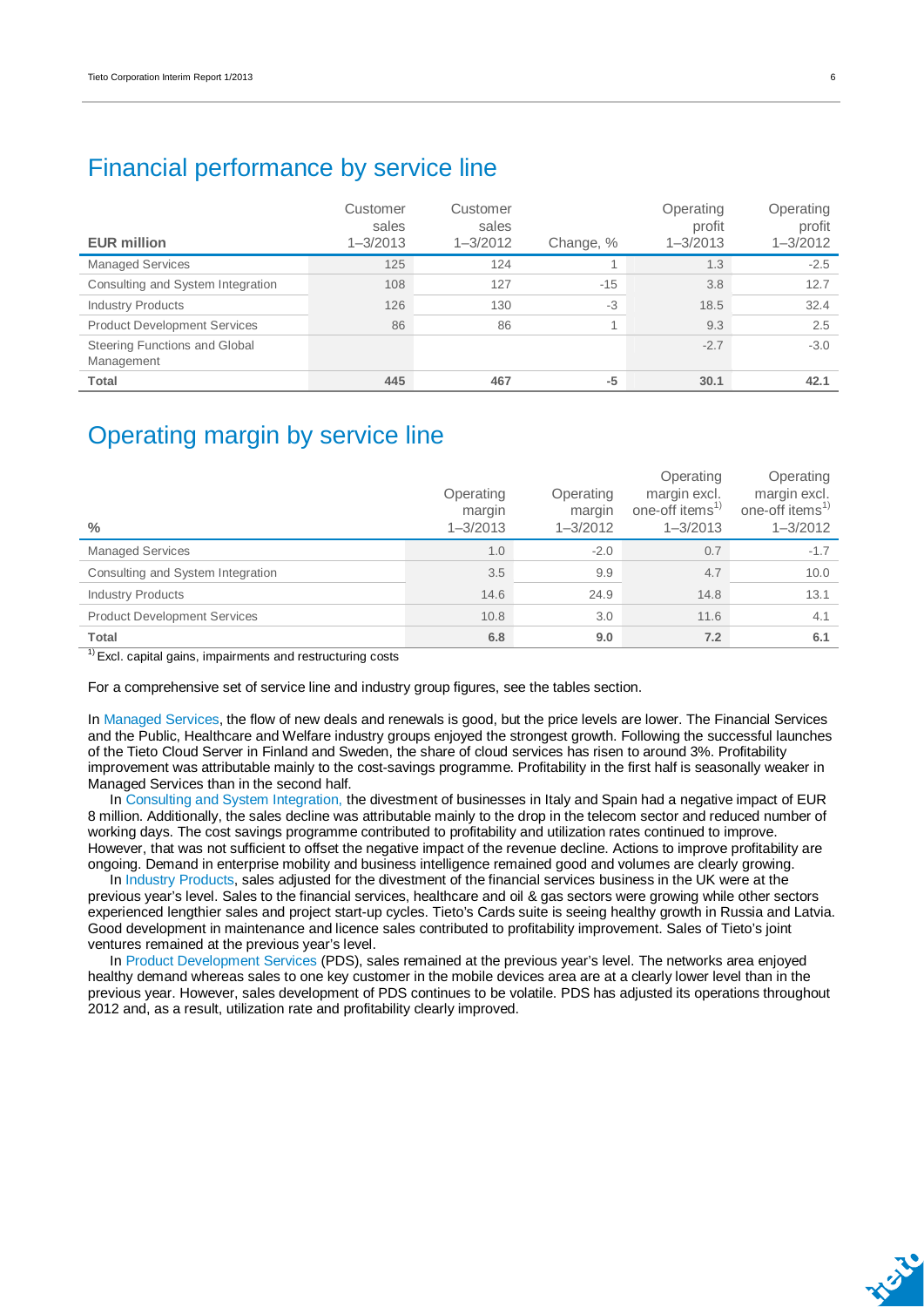## Financial performance by service line

| EUR million | Customer sales 1–3/2013 | Customer sales 1–3/2012 | Change, % | Operating profit 1–3/2013 | Operating profit 1–3/2012 |
|---|---|---|---|---|---|
| Managed Services | 125 | 124 | 1 | 1.3 | -2.5 |
| Consulting and System Integration | 108 | 127 | -15 | 3.8 | 12.7 |
| Industry Products | 126 | 130 | -3 | 18.5 | 32.4 |
| Product Development Services | 86 | 86 | 1 | 9.3 | 2.5 |
| Steering Functions and Global Management | | | | -2.7 | -3.0 |
| **Total** | **445** | **467** | **-5** | **30.1** | **42.1** |

## Operating margin by service line

| % | Operating margin 1–3/2013 | Operating margin 1–3/2012 | Operating margin excl. one-off items[1] 1–3/2013 | Operating margin excl. one-off items[1] 1–3/2012 |
|---|---|---|---|---|
| Managed Services | 1.0 | -2.0 | 0.7 | -1.7 |
| Consulting and System Integration | 3.5 | 9.9 | 4.7 | 10.0 |
| Industry Products | 14.6 | 24.9 | 14.8 | 13.1 |
| Product Development Services | 10.8 | 3.0 | 11.6 | 4.1 |
| **Total** | **6.8** | **9.0** | **7.2** | **6.1** |

[1] Excl. capital gains, impairments and restructuring costs

For a comprehensive set of service line and industry group figures, see the tables section.

In Managed Services, the flow of new deals and renewals is good, but the price levels are lower. The Financial Services and the Public, Healthcare and Welfare industry groups enjoyed the strongest growth. Following the successful launches of the Tieto Cloud Server in Finland and Sweden, the share of cloud services has risen to around 3%. Profitability improvement was attributable mainly to the cost-savings programme. Profitability in the first half is seasonally weaker in Managed Services than in the second half.

In Consulting and System Integration, the divestment of businesses in Italy and Spain had a negative impact of EUR 8 million. Additionally, the sales decline was attributable mainly to the drop in the telecom sector and reduced number of working days. The cost savings programme contributed to profitability and utilization rates continued to improve. However, that was not sufficient to offset the negative impact of the revenue decline. Actions to improve profitability are ongoing. Demand in enterprise mobility and business intelligence remained good and volumes are clearly growing.

In Industry Products, sales adjusted for the divestment of the financial services business in the UK were at the previous year's level. Sales to the financial services, healthcare and oil & gas sectors were growing while other sectors experienced lengthier sales and project start-up cycles. Tieto's Cards suite is seeing healthy growth in Russia and Latvia. Good development in maintenance and licence sales contributed to profitability improvement. Sales of Tieto's joint ventures remained at the previous year's level.

In Product Development Services (PDS), sales remained at the previous year's level. The networks area enjoyed healthy demand whereas sales to one key customer in the mobile devices area are at a clearly lower level than in the previous year. However, sales development of PDS continues to be volatile. PDS has adjusted its operations throughout 2012 and, as a result, utilization rate and profitability clearly improved.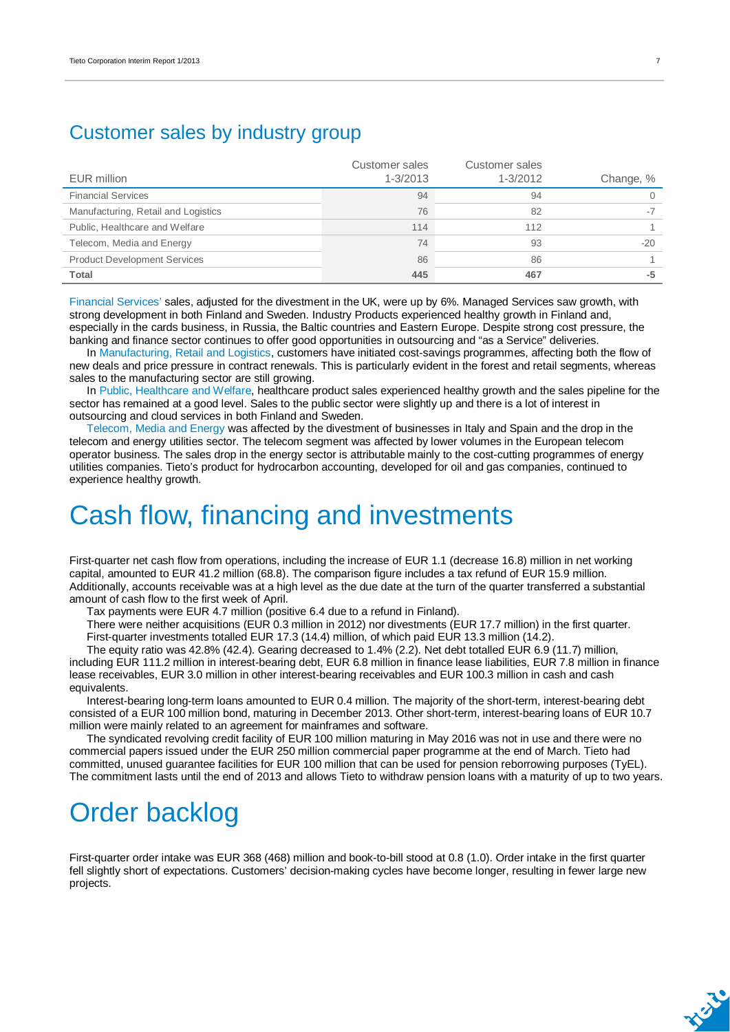## Customer sales by industry group

| EUR million | Customer sales 1-3/2013 | Customer sales 1-3/2012 | Change, % |
|---|---|---|---|
| Financial Services | 94 | 94 | 0 |
| Manufacturing, Retail and Logistics | 76 | 82 | -7 |
| Public, Healthcare and Welfare | 114 | 112 | 1 |
| Telecom, Media and Energy | 74 | 93 | -20 |
| Product Development Services | 86 | 86 | 1 |
| **Total** | **445** | **467** | **-5** |

Financial Services' sales, adjusted for the divestment in the UK, were up by 6%. Managed Services saw growth, with strong development in both Finland and Sweden. Industry Products experienced healthy growth in Finland and, especially in the cards business, in Russia, the Baltic countries and Eastern Europe. Despite strong cost pressure, the banking and finance sector continues to offer good opportunities in outsourcing and "as a Service" deliveries.

In Manufacturing, Retail and Logistics, customers have initiated cost-savings programmes, affecting both the flow of new deals and price pressure in contract renewals. This is particularly evident in the forest and retail segments, whereas sales to the manufacturing sector are still growing.

In Public, Healthcare and Welfare, healthcare product sales experienced healthy growth and the sales pipeline for the sector has remained at a good level. Sales to the public sector were slightly up and there is a lot of interest in outsourcing and cloud services in both Finland and Sweden.

Telecom, Media and Energy was affected by the divestment of businesses in Italy and Spain and the drop in the telecom and energy utilities sector. The telecom segment was affected by lower volumes in the European telecom operator business. The sales drop in the energy sector is attributable mainly to the cost-cutting programmes of energy utilities companies. Tieto's product for hydrocarbon accounting, developed for oil and gas companies, continued to experience healthy growth.

# Cash flow, financing and investments

First-quarter net cash flow from operations, including the increase of EUR 1.1 (decrease 16.8) million in net working capital, amounted to EUR 41.2 million (68.8). The comparison figure includes a tax refund of EUR 15.9 million. Additionally, accounts receivable was at a high level as the due date at the turn of the quarter transferred a substantial amount of cash flow to the first week of April.

Tax payments were EUR 4.7 million (positive 6.4 due to a refund in Finland).

There were neither acquisitions (EUR 0.3 million in 2012) nor divestments (EUR 17.7 million) in the first quarter.

First-quarter investments totalled EUR 17.3 (14.4) million, of which paid EUR 13.3 million (14.2).

The equity ratio was 42.8% (42.4). Gearing decreased to 1.4% (2.2). Net debt totalled EUR 6.9 (11.7) million, including EUR 111.2 million in interest-bearing debt, EUR 6.8 million in finance lease liabilities, EUR 7.8 million in finance lease receivables, EUR 3.0 million in other interest-bearing receivables and EUR 100.3 million in cash and cash equivalents.

Interest-bearing long-term loans amounted to EUR 0.4 million. The majority of the short-term, interest-bearing debt consisted of a EUR 100 million bond, maturing in December 2013. Other short-term, interest-bearing loans of EUR 10.7 million were mainly related to an agreement for mainframes and software.

The syndicated revolving credit facility of EUR 100 million maturing in May 2016 was not in use and there were no commercial papers issued under the EUR 250 million commercial paper programme at the end of March. Tieto had committed, unused guarantee facilities for EUR 100 million that can be used for pension reborrowing purposes (TyEL). The commitment lasts until the end of 2013 and allows Tieto to withdraw pension loans with a maturity of up to two years.

# Order backlog

First-quarter order intake was EUR 368 (468) million and book-to-bill stood at 0.8 (1.0). Order intake in the first quarter fell slightly short of expectations. Customers' decision-making cycles have become longer, resulting in fewer large new projects.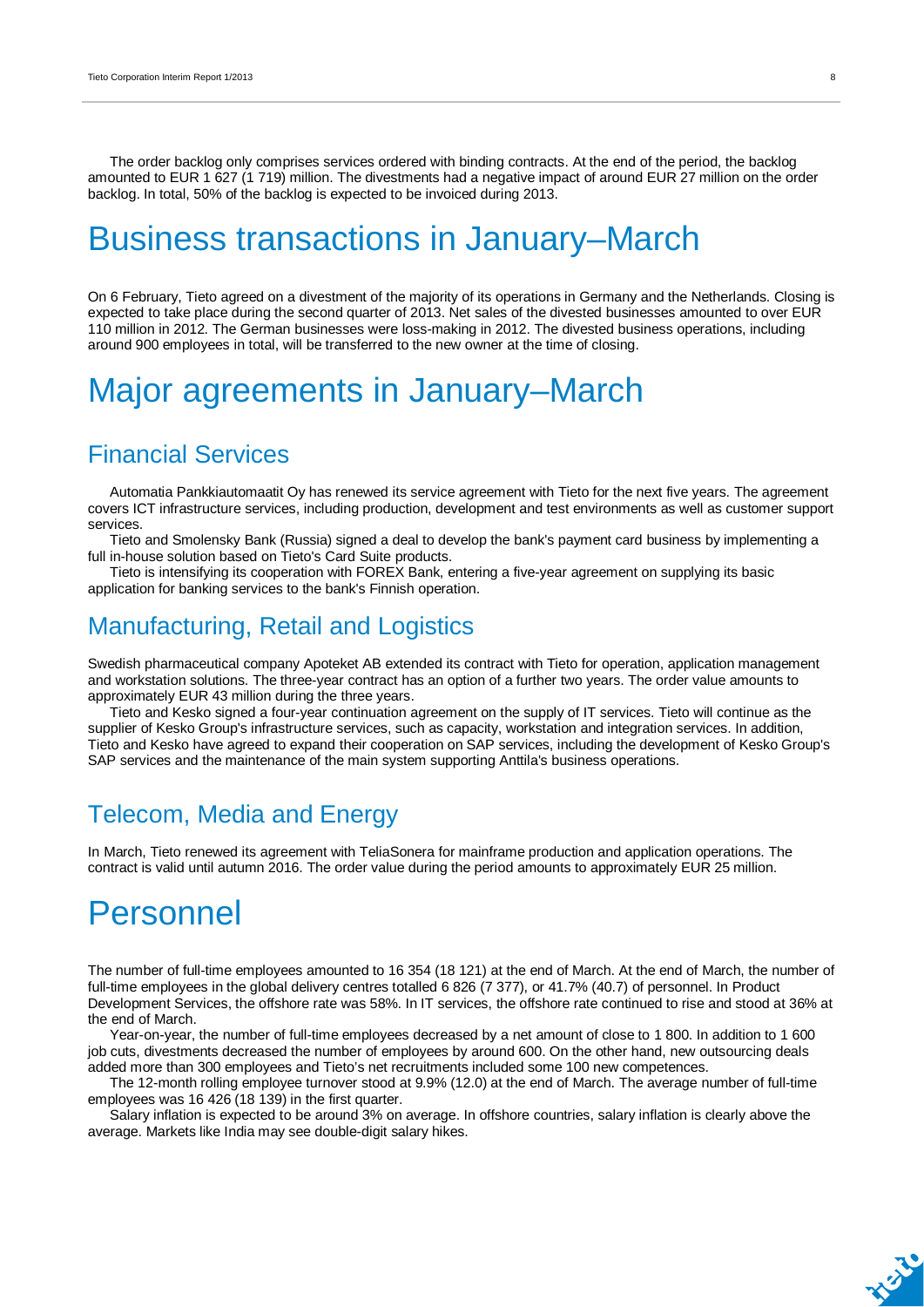The order backlog only comprises services ordered with binding contracts. At the end of the period, the backlog amounted to EUR 1 627 (1 719) million. The divestments had a negative impact of around EUR 27 million on the order backlog. In total, 50% of the backlog is expected to be invoiced during 2013.

# Business transactions in January–March

On 6 February, Tieto agreed on a divestment of the majority of its operations in Germany and the Netherlands. Closing is expected to take place during the second quarter of 2013. Net sales of the divested businesses amounted to over EUR 110 million in 2012. The German businesses were loss-making in 2012. The divested business operations, including around 900 employees in total, will be transferred to the new owner at the time of closing.

# Major agreements in January–March

## Financial Services

Automatia Pankkiautomaatit Oy has renewed its service agreement with Tieto for the next five years. The agreement covers ICT infrastructure services, including production, development and test environments as well as customer support services.

Tieto and Smolensky Bank (Russia) signed a deal to develop the bank's payment card business by implementing a full in-house solution based on Tieto's Card Suite products.

Tieto is intensifying its cooperation with FOREX Bank, entering a five-year agreement on supplying its basic application for banking services to the bank's Finnish operation.

## Manufacturing, Retail and Logistics

Swedish pharmaceutical company Apoteket AB extended its contract with Tieto for operation, application management and workstation solutions. The three-year contract has an option of a further two years. The order value amounts to approximately EUR 43 million during the three years.

Tieto and Kesko signed a four-year continuation agreement on the supply of IT services. Tieto will continue as the supplier of Kesko Group's infrastructure services, such as capacity, workstation and integration services. In addition, Tieto and Kesko have agreed to expand their cooperation on SAP services, including the development of Kesko Group's SAP services and the maintenance of the main system supporting Anttila's business operations.

## Telecom, Media and Energy

In March, Tieto renewed its agreement with TeliaSonera for mainframe production and application operations. The contract is valid until autumn 2016. The order value during the period amounts to approximately EUR 25 million.

# Personnel

The number of full-time employees amounted to 16 354 (18 121) at the end of March. At the end of March, the number of full-time employees in the global delivery centres totalled 6 826 (7 377), or 41.7% (40.7) of personnel. In Product Development Services, the offshore rate was 58%. In IT services, the offshore rate continued to rise and stood at 36% at the end of March.

Year-on-year, the number of full-time employees decreased by a net amount of close to 1 800. In addition to 1 600 job cuts, divestments decreased the number of employees by around 600. On the other hand, new outsourcing deals added more than 300 employees and Tieto's net recruitments included some 100 new competences.

The 12-month rolling employee turnover stood at 9.9% (12.0) at the end of March. The average number of full-time employees was 16 426 (18 139) in the first quarter.

Salary inflation is expected to be around 3% on average. In offshore countries, salary inflation is clearly above the average. Markets like India may see double-digit salary hikes.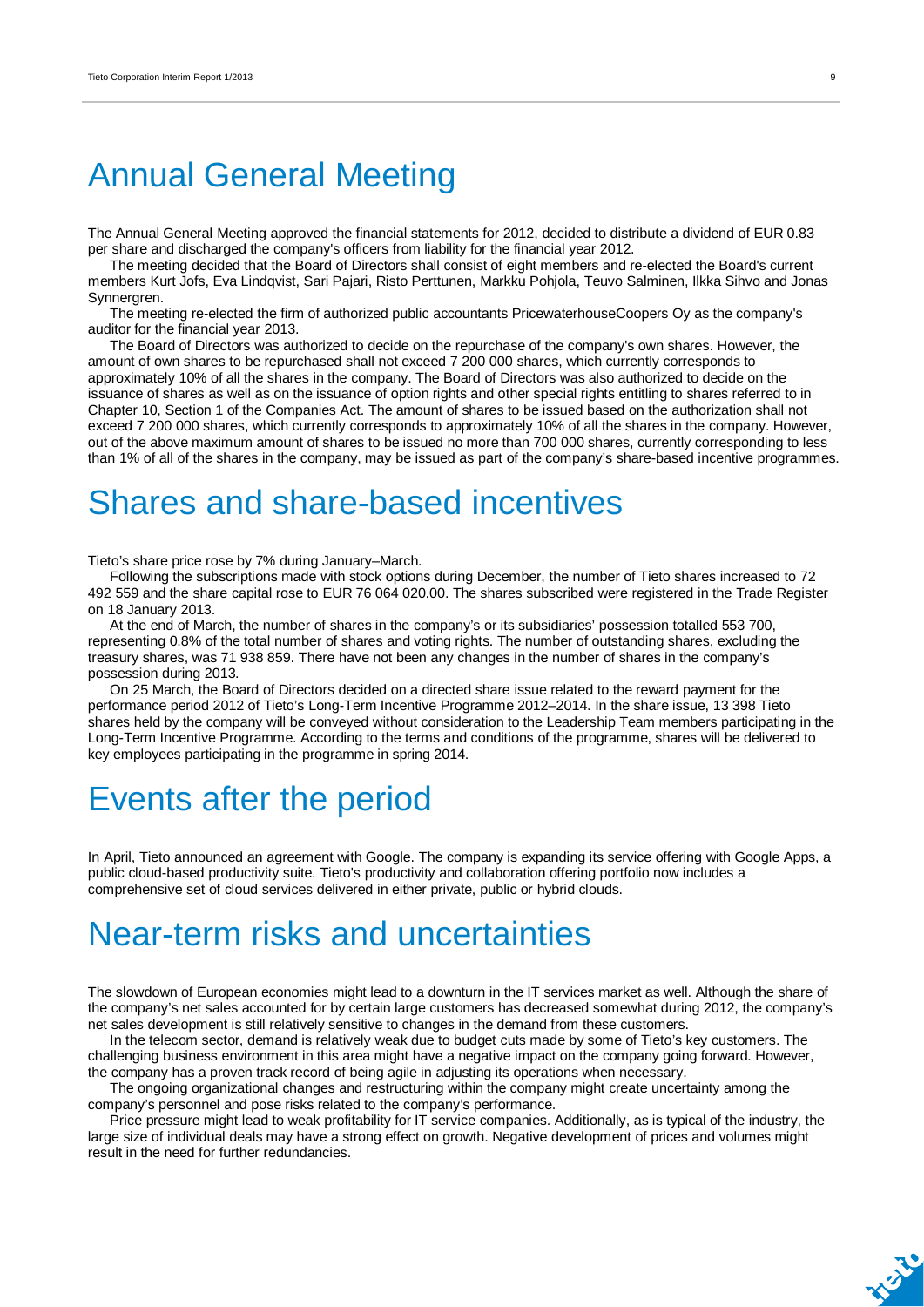# Annual General Meeting

The Annual General Meeting approved the financial statements for 2012, decided to distribute a dividend of EUR 0.83 per share and discharged the company's officers from liability for the financial year 2012.

The meeting decided that the Board of Directors shall consist of eight members and re-elected the Board's current members Kurt Jofs, Eva Lindqvist, Sari Pajari, Risto Perttunen, Markku Pohjola, Teuvo Salminen, Ilkka Sihvo and Jonas Synnergren.

The meeting re-elected the firm of authorized public accountants PricewaterhouseCoopers Oy as the company's auditor for the financial year 2013.

The Board of Directors was authorized to decide on the repurchase of the company's own shares. However, the amount of own shares to be repurchased shall not exceed 7 200 000 shares, which currently corresponds to approximately 10% of all the shares in the company. The Board of Directors was also authorized to decide on the issuance of shares as well as on the issuance of option rights and other special rights entitling to shares referred to in Chapter 10, Section 1 of the Companies Act. The amount of shares to be issued based on the authorization shall not exceed 7 200 000 shares, which currently corresponds to approximately 10% of all the shares in the company. However, out of the above maximum amount of shares to be issued no more than 700 000 shares, currently corresponding to less than 1% of all of the shares in the company, may be issued as part of the company's share-based incentive programmes.

# Shares and share-based incentives

Tieto's share price rose by 7% during January–March.

Following the subscriptions made with stock options during December, the number of Tieto shares increased to 72 492 559 and the share capital rose to EUR 76 064 020.00. The shares subscribed were registered in the Trade Register on 18 January 2013.

At the end of March, the number of shares in the company's or its subsidiaries' possession totalled 553 700, representing 0.8% of the total number of shares and voting rights. The number of outstanding shares, excluding the treasury shares, was 71 938 859. There have not been any changes in the number of shares in the company's possession during 2013.

On 25 March, the Board of Directors decided on a directed share issue related to the reward payment for the performance period 2012 of Tieto's Long-Term Incentive Programme 2012–2014. In the share issue, 13 398 Tieto shares held by the company will be conveyed without consideration to the Leadership Team members participating in the Long-Term Incentive Programme. According to the terms and conditions of the programme, shares will be delivered to key employees participating in the programme in spring 2014.

# Events after the period

In April, Tieto announced an agreement with Google. The company is expanding its service offering with Google Apps, a public cloud-based productivity suite. Tieto's productivity and collaboration offering portfolio now includes a comprehensive set of cloud services delivered in either private, public or hybrid clouds.

# Near-term risks and uncertainties

The slowdown of European economies might lead to a downturn in the IT services market as well. Although the share of the company's net sales accounted for by certain large customers has decreased somewhat during 2012, the company's net sales development is still relatively sensitive to changes in the demand from these customers.

In the telecom sector, demand is relatively weak due to budget cuts made by some of Tieto's key customers. The challenging business environment in this area might have a negative impact on the company going forward. However, the company has a proven track record of being agile in adjusting its operations when necessary.

The ongoing organizational changes and restructuring within the company might create uncertainty among the company's personnel and pose risks related to the company's performance.

Price pressure might lead to weak profitability for IT service companies. Additionally, as is typical of the industry, the large size of individual deals may have a strong effect on growth. Negative development of prices and volumes might result in the need for further redundancies.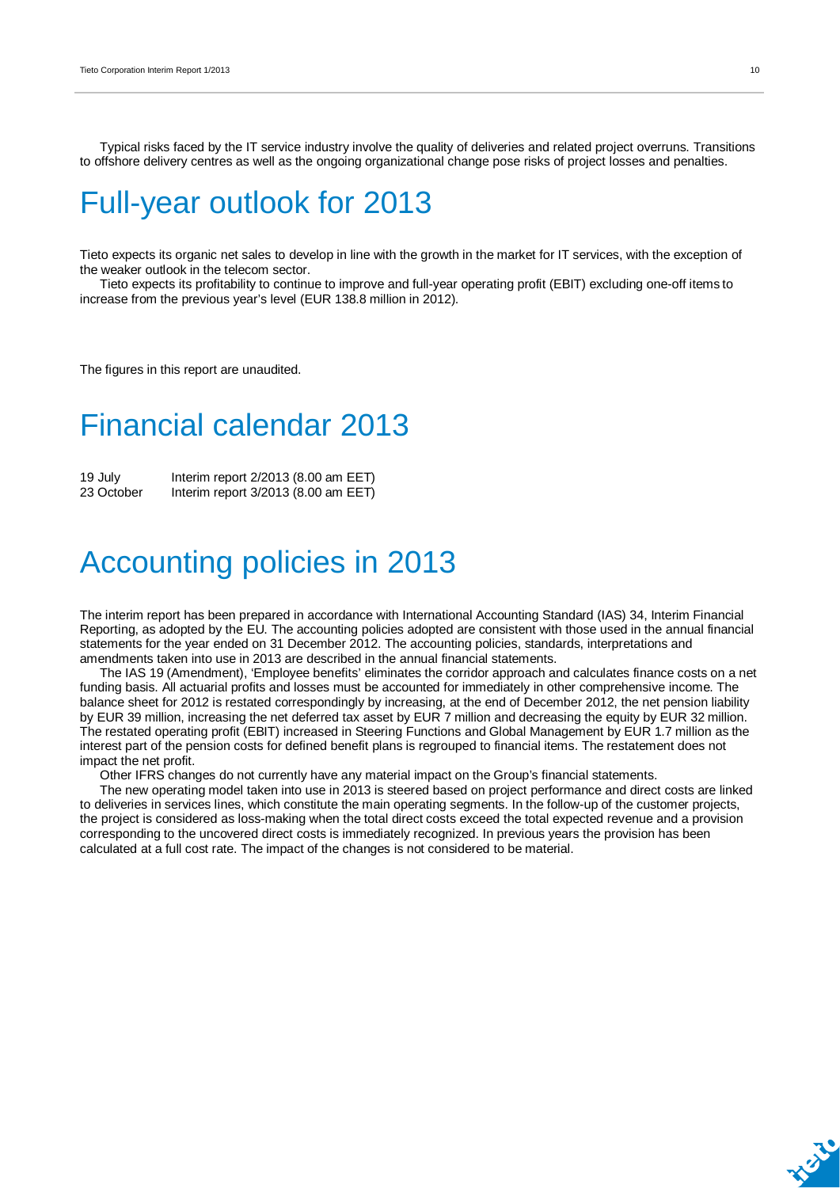Typical risks faced by the IT service industry involve the quality of deliveries and related project overruns. Transitions to offshore delivery centres as well as the ongoing organizational change pose risks of project losses and penalties.

# Full-year outlook for 2013

Tieto expects its organic net sales to develop in line with the growth in the market for IT services, with the exception of the weaker outlook in the telecom sector.

Tieto expects its profitability to continue to improve and full-year operating profit (EBIT) excluding one-off items to increase from the previous year's level (EUR 138.8 million in 2012).

The figures in this report are unaudited.

# Financial calendar 2013

| | |
|---|---|
| 19 July | Interim report 2/2013 (8.00 am EET) |
| 23 October | Interim report 3/2013 (8.00 am EET) |

# Accounting policies in 2013

The interim report has been prepared in accordance with International Accounting Standard (IAS) 34, Interim Financial Reporting, as adopted by the EU. The accounting policies adopted are consistent with those used in the annual financial statements for the year ended on 31 December 2012. The accounting policies, standards, interpretations and amendments taken into use in 2013 are described in the annual financial statements.

The IAS 19 (Amendment), 'Employee benefits' eliminates the corridor approach and calculates finance costs on a net funding basis. All actuarial profits and losses must be accounted for immediately in other comprehensive income. The balance sheet for 2012 is restated correspondingly by increasing, at the end of December 2012, the net pension liability by EUR 39 million, increasing the net deferred tax asset by EUR 7 million and decreasing the equity by EUR 32 million. The restated operating profit (EBIT) increased in Steering Functions and Global Management by EUR 1.7 million as the interest part of the pension costs for defined benefit plans is regrouped to financial items. The restatement does not impact the net profit.

Other IFRS changes do not currently have any material impact on the Group's financial statements.

The new operating model taken into use in 2013 is steered based on project performance and direct costs are linked to deliveries in services lines, which constitute the main operating segments. In the follow-up of the customer projects, the project is considered as loss-making when the total direct costs exceed the total expected revenue and a provision corresponding to the uncovered direct costs is immediately recognized. In previous years the provision has been calculated at a full cost rate. The impact of the changes is not considered to be material.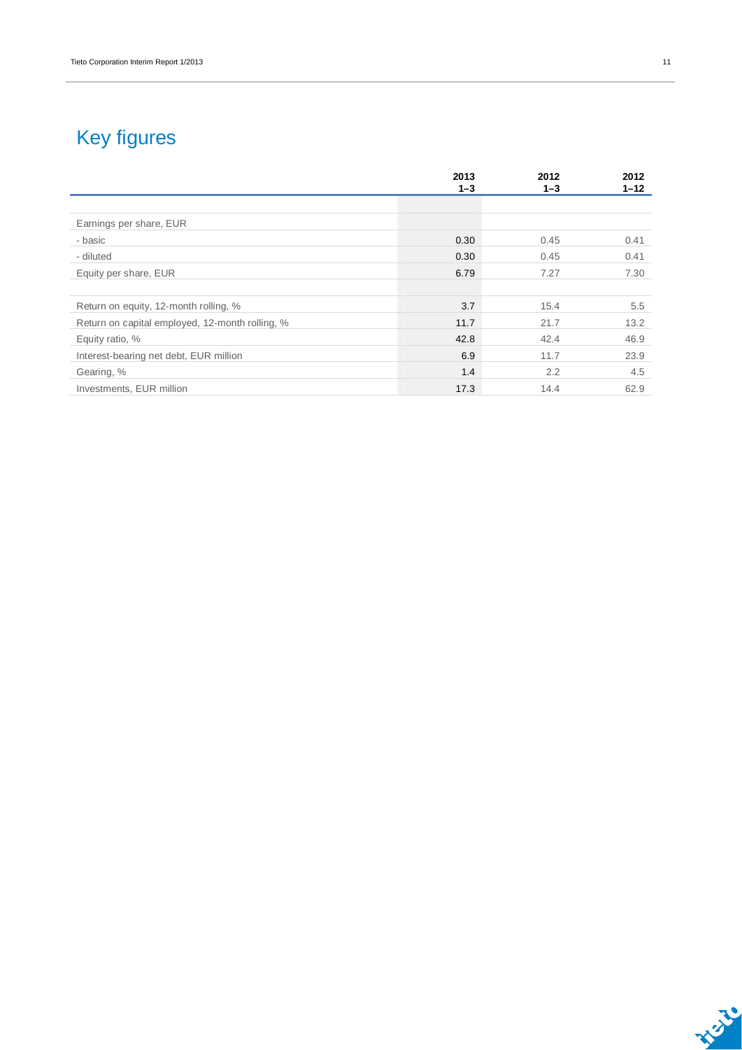# Key figures

| | 2013<br>1–3 | 2012<br>1–3 | 2012<br>1–12 |
|---|---|---|---|
| Earnings per share, EUR | | | |
| - basic | 0.30 | 0.45 | 0.41 |
| - diluted | 0.30 | 0.45 | 0.41 |
| Equity per share, EUR | 6.79 | 7.27 | 7.30 |
| | | | |
| Return on equity, 12-month rolling, % | 3.7 | 15.4 | 5.5 |
| Return on capital employed, 12-month rolling, % | 11.7 | 21.7 | 13.2 |
| Equity ratio, % | 42.8 | 42.4 | 46.9 |
| Interest-bearing net debt, EUR million | 6.9 | 11.7 | 23.9 |
| Gearing, % | 1.4 | 2.2 | 4.5 |
| Investments, EUR million | 17.3 | 14.4 | 62.9 |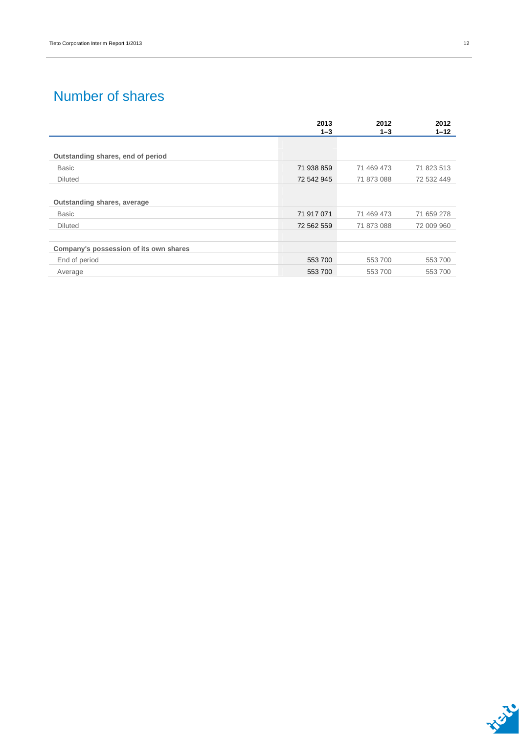# Number of shares

| | 2013 1–3 | 2012 1–3 | 2012 1–12 |
|---|---|---|---|
| **Outstanding shares, end of period** | | | |
| Basic | 71 938 859 | 71 469 473 | 71 823 513 |
| Diluted | 72 542 945 | 71 873 088 | 72 532 449 |
| **Outstanding shares, average** | | | |
| Basic | 71 917 071 | 71 469 473 | 71 659 278 |
| Diluted | 72 562 559 | 71 873 088 | 72 009 960 |
| **Company's possession of its own shares** | | | |
| End of period | 553 700 | 553 700 | 553 700 |
| Average | 553 700 | 553 700 | 553 700 |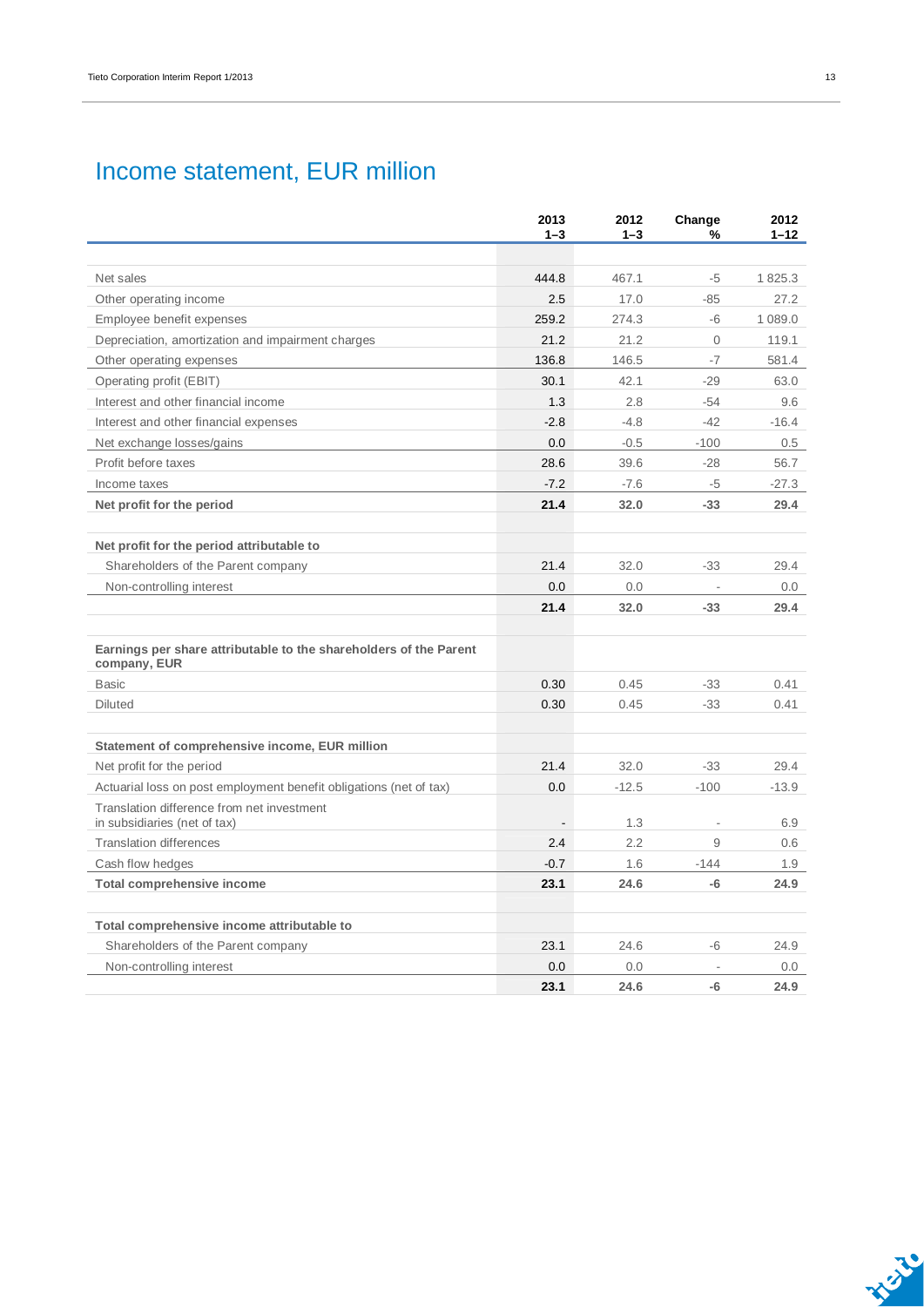# Income statement, EUR million

| | 2013 1–3 | 2012 1–3 | Change % | 2012 1–12 |
|---|---|---|---|---|
| Net sales | 444.8 | 467.1 | -5 | 1 825.3 |
| Other operating income | 2.5 | 17.0 | -85 | 27.2 |
| Employee benefit expenses | 259.2 | 274.3 | -6 | 1 089.0 |
| Depreciation, amortization and impairment charges | 21.2 | 21.2 | 0 | 119.1 |
| Other operating expenses | 136.8 | 146.5 | -7 | 581.4 |
| Operating profit (EBIT) | 30.1 | 42.1 | -29 | 63.0 |
| Interest and other financial income | 1.3 | 2.8 | -54 | 9.6 |
| Interest and other financial expenses | -2.8 | -4.8 | -42 | -16.4 |
| Net exchange losses/gains | 0.0 | -0.5 | -100 | 0.5 |
| Profit before taxes | 28.6 | 39.6 | -28 | 56.7 |
| Income taxes | -7.2 | -7.6 | -5 | -27.3 |
| **Net profit for the period** | **21.4** | **32.0** | **-33** | **29.4** |
| | | | | |
| **Net profit for the period attributable to** | | | | |
| Shareholders of the Parent company | 21.4 | 32.0 | -33 | 29.4 |
| Non-controlling interest | 0.0 | 0.0 | - | 0.0 |
| | **21.4** | **32.0** | **-33** | **29.4** |
| | | | | |
| **Earnings per share attributable to the shareholders of the Parent company, EUR** | | | | |
| Basic | 0.30 | 0.45 | -33 | 0.41 |
| Diluted | 0.30 | 0.45 | -33 | 0.41 |
| | | | | |
| **Statement of comprehensive income, EUR million** | | | | |
| Net profit for the period | 21.4 | 32.0 | -33 | 29.4 |
| Actuarial loss on post employment benefit obligations (net of tax) | 0.0 | -12.5 | -100 | -13.9 |
| Translation difference from net investment in subsidiaries (net of tax) | - | 1.3 | - | 6.9 |
| Translation differences | 2.4 | 2.2 | 9 | 0.6 |
| Cash flow hedges | -0.7 | 1.6 | -144 | 1.9 |
| **Total comprehensive income** | **23.1** | **24.6** | **-6** | **24.9** |
| | | | | |
| **Total comprehensive income attributable to** | | | | |
| Shareholders of the Parent company | 23.1 | 24.6 | -6 | 24.9 |
| Non-controlling interest | 0.0 | 0.0 | - | 0.0 |
| | **23.1** | **24.6** | **-6** | **24.9** |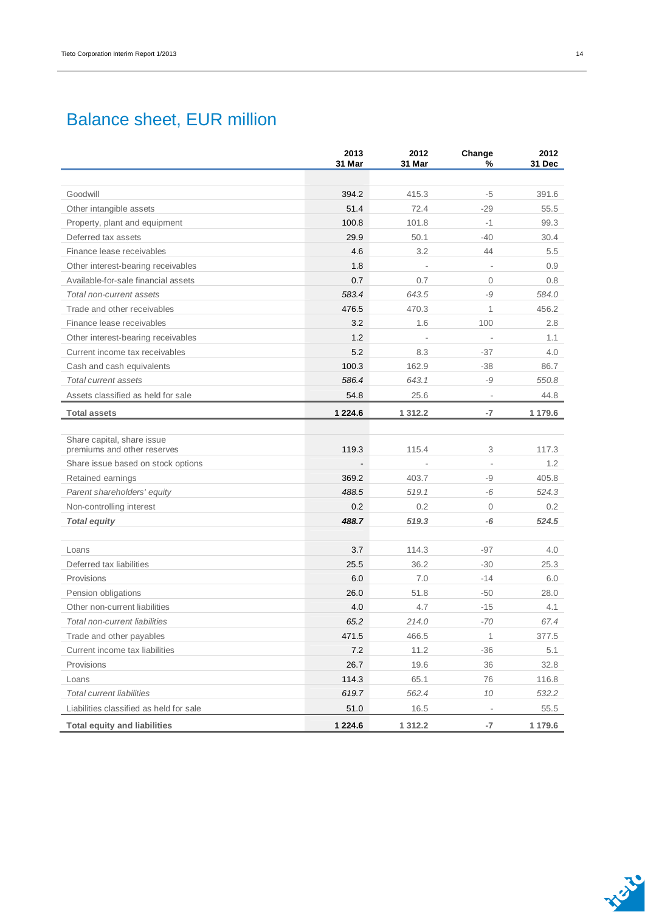# Balance sheet, EUR million

| | 2013 31 Mar | 2012 31 Mar | Change % | 2012 31 Dec |
|---|---|---|---|---|
| Goodwill | 394.2 | 415.3 | -5 | 391.6 |
| Other intangible assets | 51.4 | 72.4 | -29 | 55.5 |
| Property, plant and equipment | 100.8 | 101.8 | -1 | 99.3 |
| Deferred tax assets | 29.9 | 50.1 | -40 | 30.4 |
| Finance lease receivables | 4.6 | 3.2 | 44 | 5.5 |
| Other interest-bearing receivables | 1.8 | - | - | 0.9 |
| Available-for-sale financial assets | 0.7 | 0.7 | 0 | 0.8 |
| *Total non-current assets* | *583.4* | *643.5* | *-9* | *584.0* |
| Trade and other receivables | 476.5 | 470.3 | 1 | 456.2 |
| Finance lease receivables | 3.2 | 1.6 | 100 | 2.8 |
| Other interest-bearing receivables | 1.2 | - | - | 1.1 |
| Current income tax receivables | 5.2 | 8.3 | -37 | 4.0 |
| Cash and cash equivalents | 100.3 | 162.9 | -38 | 86.7 |
| *Total current assets* | *586.4* | *643.1* | *-9* | *550.8* |
| Assets classified as held for sale | 54.8 | 25.6 | - | 44.8 |
| **Total assets** | **1 224.6** | **1 312.2** | **-7** | **1 179.6** |
| | | | | |
| Share capital, share issue premiums and other reserves | 119.3 | 115.4 | 3 | 117.3 |
| Share issue based on stock options | - | - | - | 1.2 |
| Retained earnings | 369.2 | 403.7 | -9 | 405.8 |
| *Parent shareholders' equity* | *488.5* | *519.1* | *-6* | *524.3* |
| Non-controlling interest | 0.2 | 0.2 | 0 | 0.2 |
| ***Total equity*** | ***488.7*** | ***519.3*** | ***-6*** | ***524.5*** |
| | | | | |
| Loans | 3.7 | 114.3 | -97 | 4.0 |
| Deferred tax liabilities | 25.5 | 36.2 | -30 | 25.3 |
| Provisions | 6.0 | 7.0 | -14 | 6.0 |
| Pension obligations | 26.0 | 51.8 | -50 | 28.0 |
| Other non-current liabilities | 4.0 | 4.7 | -15 | 4.1 |
| *Total non-current liabilities* | *65.2* | *214.0* | *-70* | *67.4* |
| Trade and other payables | 471.5 | 466.5 | 1 | 377.5 |
| Current income tax liabilities | 7.2 | 11.2 | -36 | 5.1 |
| Provisions | 26.7 | 19.6 | 36 | 32.8 |
| Loans | 114.3 | 65.1 | 76 | 116.8 |
| *Total current liabilities* | *619.7* | *562.4* | *10* | *532.2* |
| Liabilities classified as held for sale | 51.0 | 16.5 | - | 55.5 |
| **Total equity and liabilities** | **1 224.6** | **1 312.2** | **-7** | **1 179.6** |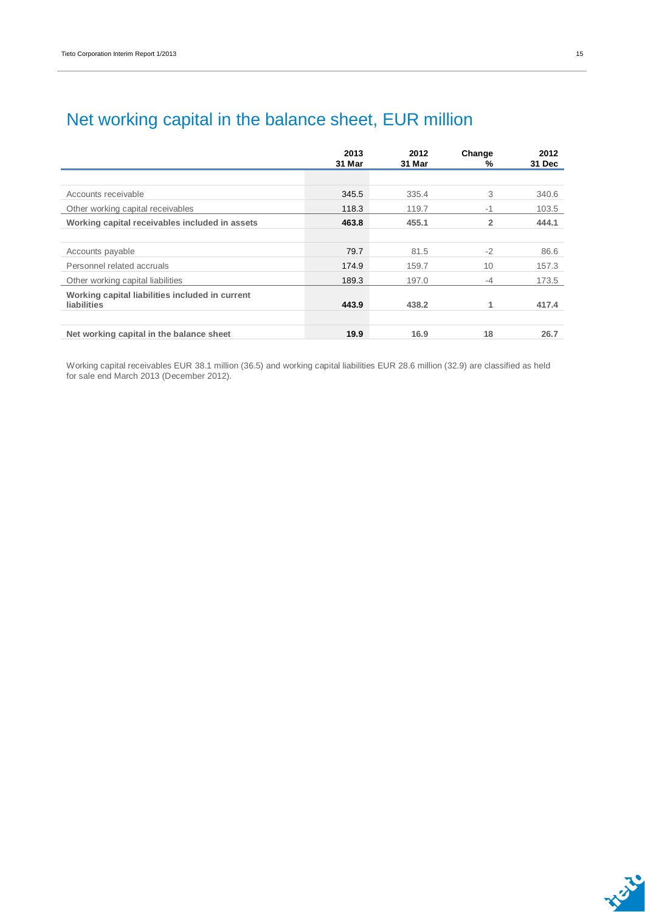# Net working capital in the balance sheet, EUR million

| | 2013 31 Mar | 2012 31 Mar | Change % | 2012 31 Dec |
|---|---|---|---|---|
| Accounts receivable | 345.5 | 335.4 | 3 | 340.6 |
| Other working capital receivables | 118.3 | 119.7 | -1 | 103.5 |
| **Working capital receivables included in assets** | **463.8** | **455.1** | **2** | **444.1** |
| Accounts payable | 79.7 | 81.5 | -2 | 86.6 |
| Personnel related accruals | 174.9 | 159.7 | 10 | 157.3 |
| Other working capital liabilities | 189.3 | 197.0 | -4 | 173.5 |
| **Working capital liabilities included in current liabilities** | **443.9** | **438.2** | **1** | **417.4** |
| **Net working capital in the balance sheet** | **19.9** | **16.9** | **18** | **26.7** |

Working capital receivables EUR 38.1 million (36.5) and working capital liabilities EUR 28.6 million (32.9) are classified as held for sale end March 2013 (December 2012).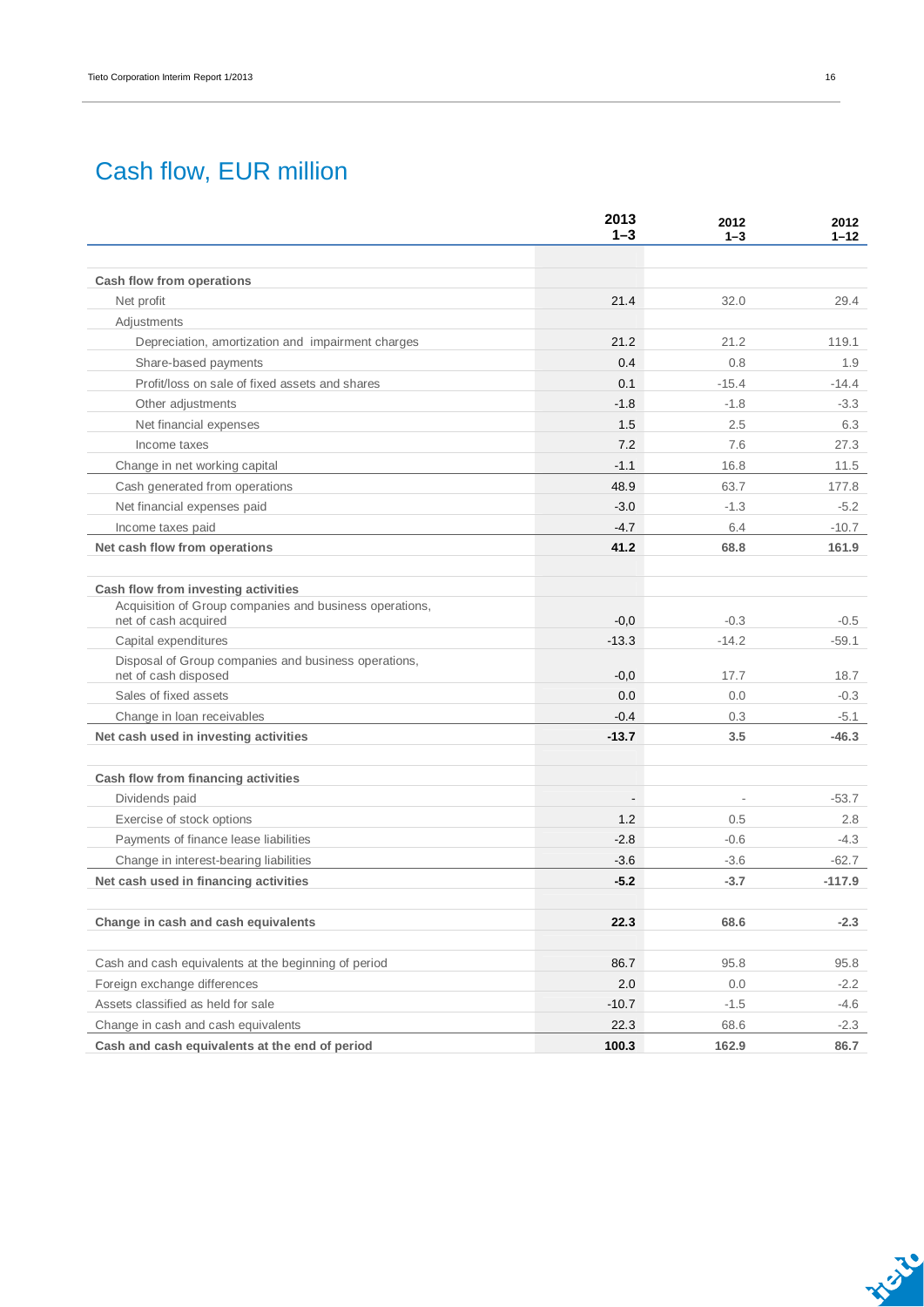# Cash flow, EUR million

| | 2013 1–3 | 2012 1–3 | 2012 1–12 |
|---|---|---|---|
| **Cash flow from operations** | | | |
| Net profit | 21.4 | 32.0 | 29.4 |
| Adjustments | | | |
| Depreciation, amortization and impairment charges | 21.2 | 21.2 | 119.1 |
| Share-based payments | 0.4 | 0.8 | 1.9 |
| Profit/loss on sale of fixed assets and shares | 0.1 | -15.4 | -14.4 |
| Other adjustments | -1.8 | -1.8 | -3.3 |
| Net financial expenses | 1.5 | 2.5 | 6.3 |
| Income taxes | 7.2 | 7.6 | 27.3 |
| Change in net working capital | -1.1 | 16.8 | 11.5 |
| Cash generated from operations | 48.9 | 63.7 | 177.8 |
| Net financial expenses paid | -3.0 | -1.3 | -5.2 |
| Income taxes paid | -4.7 | 6.4 | -10.7 |
| **Net cash flow from operations** | **41.2** | **68.8** | **161.9** |
| | | | |
| **Cash flow from investing activities** | | | |
| Acquisition of Group companies and business operations, net of cash acquired | -0,0 | -0.3 | -0.5 |
| Capital expenditures | -13.3 | -14.2 | -59.1 |
| Disposal of Group companies and business operations, net of cash disposed | -0,0 | 17.7 | 18.7 |
| Sales of fixed assets | 0.0 | 0.0 | -0.3 |
| Change in loan receivables | -0.4 | 0.3 | -5.1 |
| **Net cash used in investing activities** | **-13.7** | **3.5** | **-46.3** |
| | | | |
| **Cash flow from financing activities** | | | |
| Dividends paid | - | - | -53.7 |
| Exercise of stock options | 1.2 | 0.5 | 2.8 |
| Payments of finance lease liabilities | -2.8 | -0.6 | -4.3 |
| Change in interest-bearing liabilities | -3.6 | -3.6 | -62.7 |
| **Net cash used in financing activities** | **-5.2** | **-3.7** | **-117.9** |
| | | | |
| **Change in cash and cash equivalents** | **22.3** | **68.6** | **-2.3** |
| | | | |
| Cash and cash equivalents at the beginning of period | 86.7 | 95.8 | 95.8 |
| Foreign exchange differences | 2.0 | 0.0 | -2.2 |
| Assets classified as held for sale | -10.7 | -1.5 | -4.6 |
| Change in cash and cash equivalents | 22.3 | 68.6 | -2.3 |
| **Cash and cash equivalents at the end of period** | **100.3** | **162.9** | **86.7** |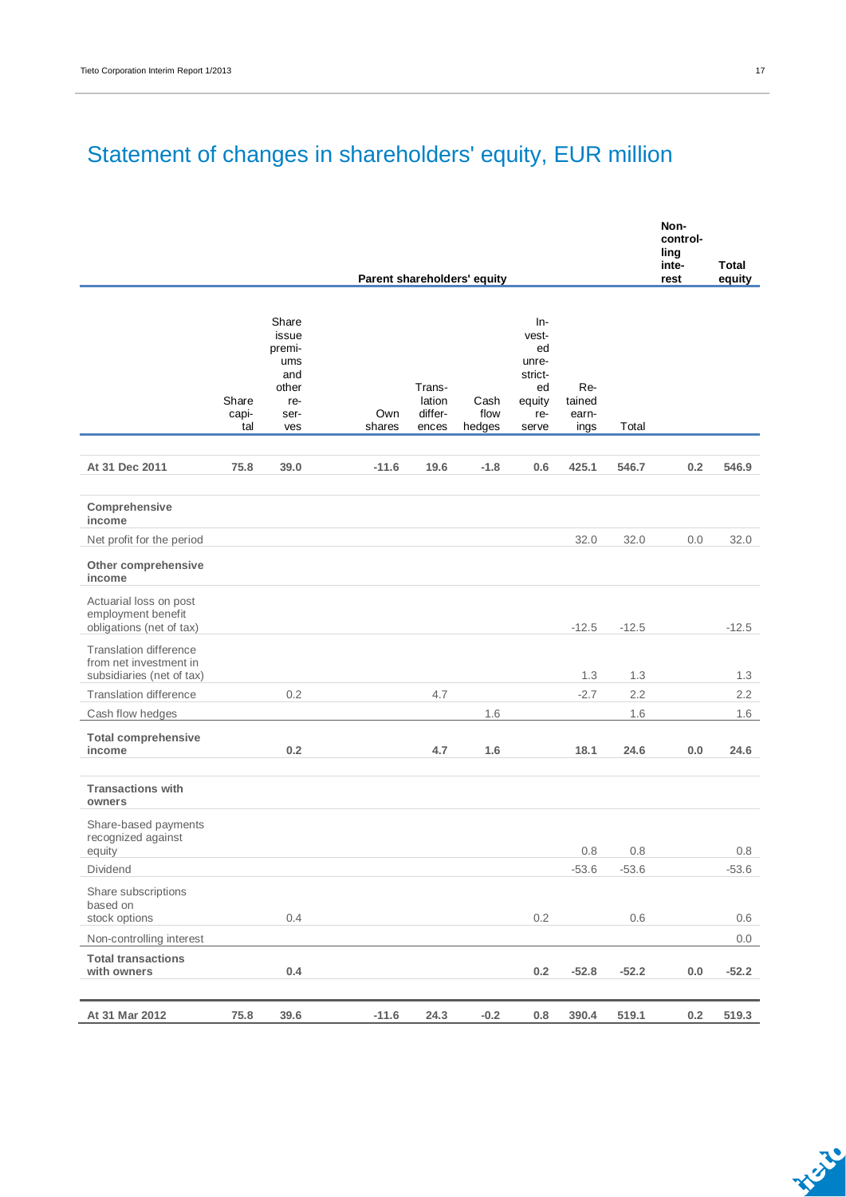# Statement of changes in shareholders' equity, EUR million

| | Parent shareholders' equity | | | | | | | | Non-controlling interest | Total equity |
|---|---|---|---|---|---|---|---|---|---|---|
| | Share capital | Share issue premiums and other reserves | Own shares | Translation differences | Cash flow hedges | Invested unrestricted equity reserve | Retained earnings | Total | | |
| **At 31 Dec 2011** | **75.8** | **39.0** | **-11.6** | **19.6** | **-1.8** | **0.6** | **425.1** | **546.7** | **0.2** | **546.9** |
| **Comprehensive income** | | | | | | | | | | |
| Net profit for the period | | | | | | | 32.0 | 32.0 | 0.0 | 32.0 |
| **Other comprehensive income** | | | | | | | | | | |
| Actuarial loss on post employment benefit obligations (net of tax) | | | | | | | -12.5 | -12.5 | | -12.5 |
| Translation difference from net investment in subsidiaries (net of tax) | | | | | | | 1.3 | 1.3 | | 1.3 |
| Translation difference | | 0.2 | | 4.7 | | | -2.7 | 2.2 | | 2.2 |
| Cash flow hedges | | | | | 1.6 | | | 1.6 | | 1.6 |
| **Total comprehensive income** | | **0.2** | | **4.7** | **1.6** | | **18.1** | **24.6** | **0.0** | **24.6** |
| **Transactions with owners** | | | | | | | | | | |
| Share-based payments recognized against equity | | | | | | | 0.8 | 0.8 | | 0.8 |
| Dividend | | | | | | | -53.6 | -53.6 | | -53.6 |
| Share subscriptions based on stock options | | 0.4 | | | | 0.2 | | 0.6 | | 0.6 |
| Non-controlling interest | | | | | | | | | | 0.0 |
| **Total transactions with owners** | | **0.4** | | | | **0.2** | **-52.8** | **-52.2** | **0.0** | **-52.2** |
| **At 31 Mar 2012** | **75.8** | **39.6** | **-11.6** | **24.3** | **-0.2** | **0.8** | **390.4** | **519.1** | **0.2** | **519.3** |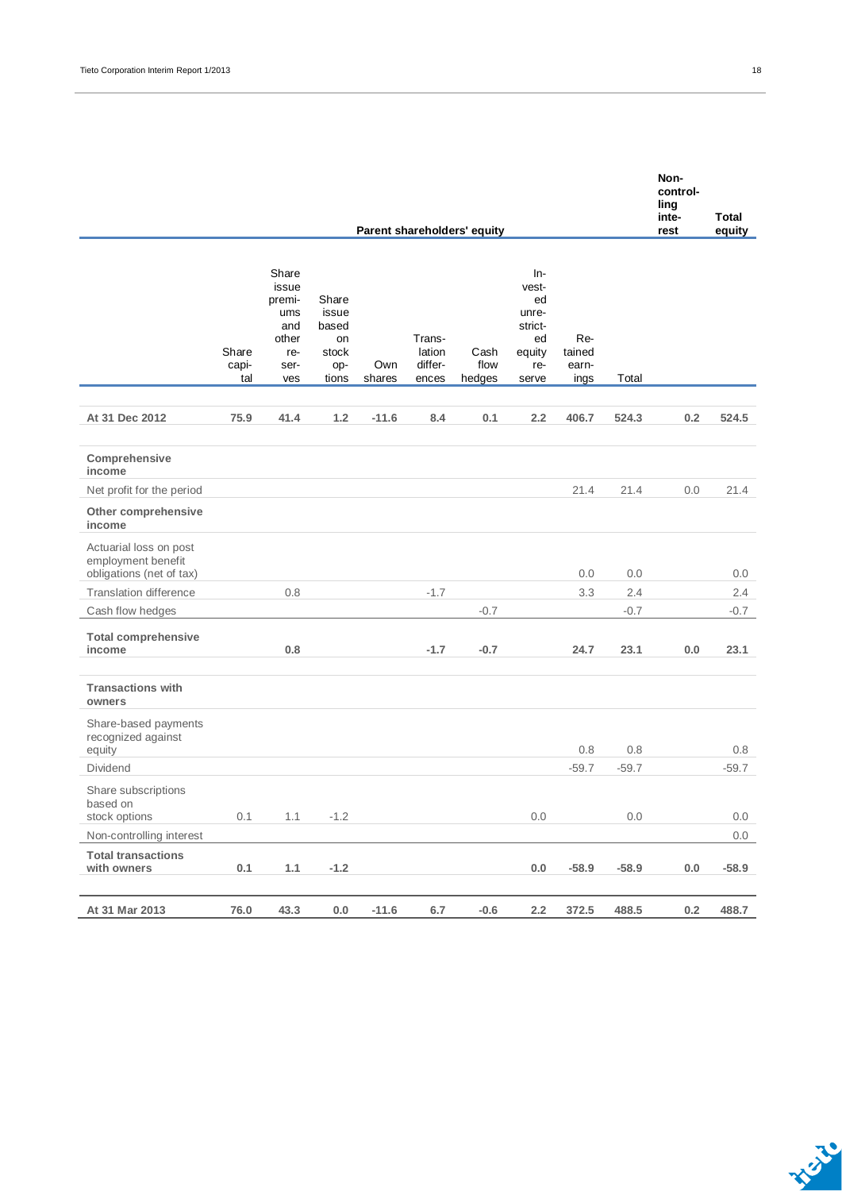| | Parent shareholders' equity | | | | | | | | | Non-controlling interest | Total equity |
|---|---|---|---|---|---|---|---|---|---|---|---|
| | Share capital | Share issue premiums and other reserves | Share issue based on stock options | Own shares | Translation differences | Cash flow hedges | Invested unrestricted equity reserve | Retained earnings | Total | | |
| **At 31 Dec 2012** | **75.9** | **41.4** | **1.2** | **-11.6** | **8.4** | **0.1** | **2.2** | **406.7** | **524.3** | **0.2** | **524.5** |
| **Comprehensive income** | | | | | | | | | | | |
| Net profit for the period | | | | | | | | 21.4 | 21.4 | 0.0 | 21.4 |
| **Other comprehensive income** | | | | | | | | | | | |
| Actuarial loss on post employment benefit obligations (net of tax) | | | | | | | | 0.0 | 0.0 | | 0.0 |
| Translation difference | | 0.8 | | | -1.7 | | | 3.3 | 2.4 | | 2.4 |
| Cash flow hedges | | | | | | -0.7 | | | -0.7 | | -0.7 |
| **Total comprehensive income** | | **0.8** | | | **-1.7** | **-0.7** | | **24.7** | **23.1** | **0.0** | **23.1** |
| **Transactions with owners** | | | | | | | | | | | |
| Share-based payments recognized against equity | | | | | | | | 0.8 | 0.8 | | 0.8 |
| Dividend | | | | | | | | -59.7 | -59.7 | | -59.7 |
| Share subscriptions based on stock options | 0.1 | 1.1 | -1.2 | | | | 0.0 | | 0.0 | | 0.0 |
| Non-controlling interest | | | | | | | | | | | 0.0 |
| **Total transactions with owners** | **0.1** | **1.1** | **-1.2** | | | | **0.0** | **-58.9** | **-58.9** | **0.0** | **-58.9** |
| **At 31 Mar 2013** | **76.0** | **43.3** | **0.0** | **-11.6** | **6.7** | **-0.6** | **2.2** | **372.5** | **488.5** | **0.2** | **488.7** |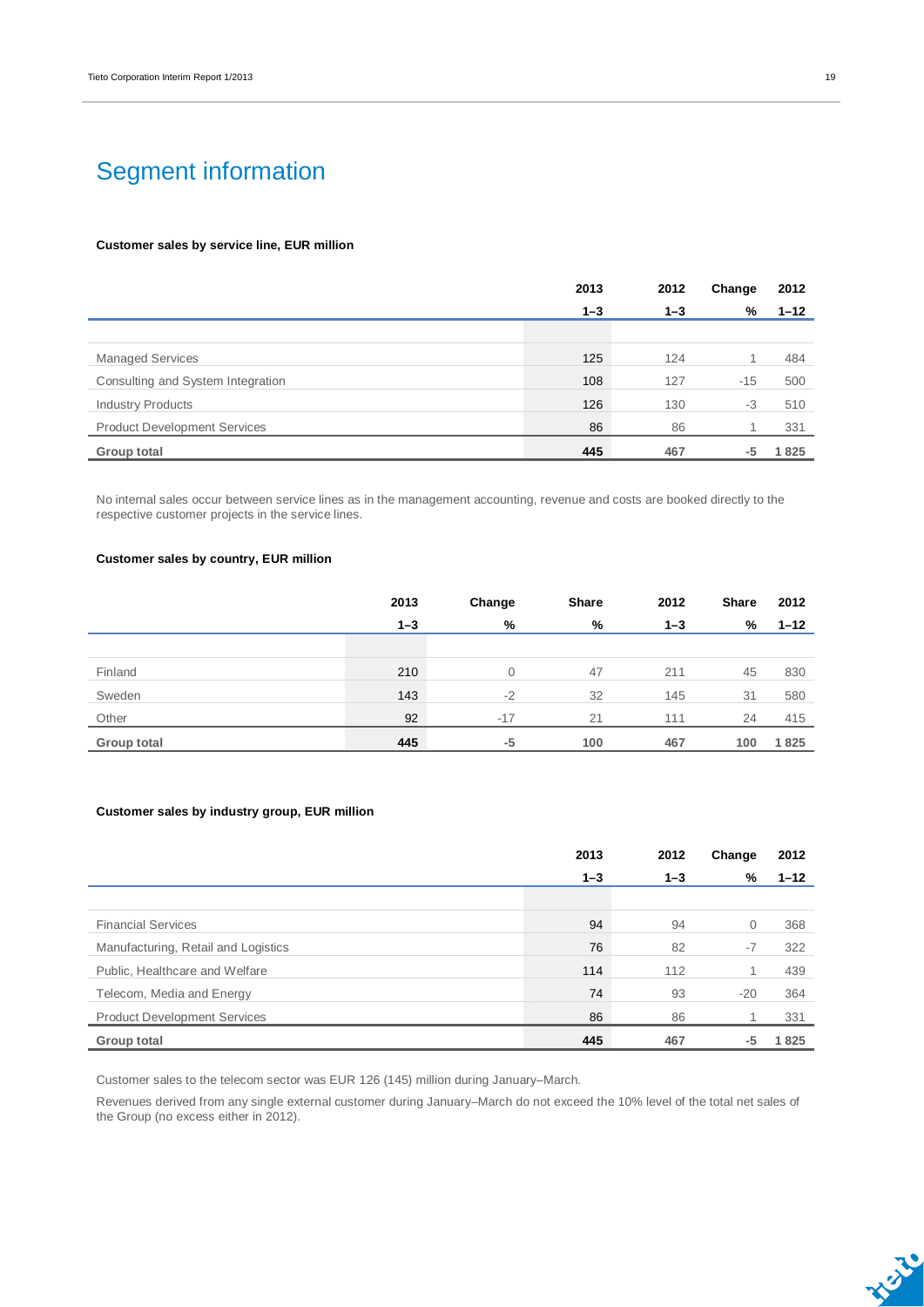# Segment information

**Customer sales by service line, EUR million**

| | 2013 1–3 | 2012 1–3 | Change % | 2012 1–12 |
|---|---|---|---|---|
| Managed Services | 125 | 124 | 1 | 484 |
| Consulting and System Integration | 108 | 127 | -15 | 500 |
| Industry Products | 126 | 130 | -3 | 510 |
| Product Development Services | 86 | 86 | 1 | 331 |
| **Group total** | **445** | **467** | **-5** | **1 825** |

No internal sales occur between service lines as in the management accounting, revenue and costs are booked directly to the respective customer projects in the service lines.

**Customer sales by country, EUR million**

| | 2013 1–3 | Change % | Share % | 2012 1–3 | Share % | 2012 1–12 |
|---|---|---|---|---|---|---|
| Finland | 210 | 0 | 47 | 211 | 45 | 830 |
| Sweden | 143 | -2 | 32 | 145 | 31 | 580 |
| Other | 92 | -17 | 21 | 111 | 24 | 415 |
| **Group total** | **445** | **-5** | **100** | **467** | **100** | **1 825** |

**Customer sales by industry group, EUR million**

| | 2013 1–3 | 2012 1–3 | Change % | 2012 1–12 |
|---|---|---|---|---|
| Financial Services | 94 | 94 | 0 | 368 |
| Manufacturing, Retail and Logistics | 76 | 82 | -7 | 322 |
| Public, Healthcare and Welfare | 114 | 112 | 1 | 439 |
| Telecom, Media and Energy | 74 | 93 | -20 | 364 |
| Product Development Services | 86 | 86 | 1 | 331 |
| **Group total** | **445** | **467** | **-5** | **1 825** |

Customer sales to the telecom sector was EUR 126 (145) million during January–March.

Revenues derived from any single external customer during January–March do not exceed the 10% level of the total net sales of the Group (no excess either in 2012).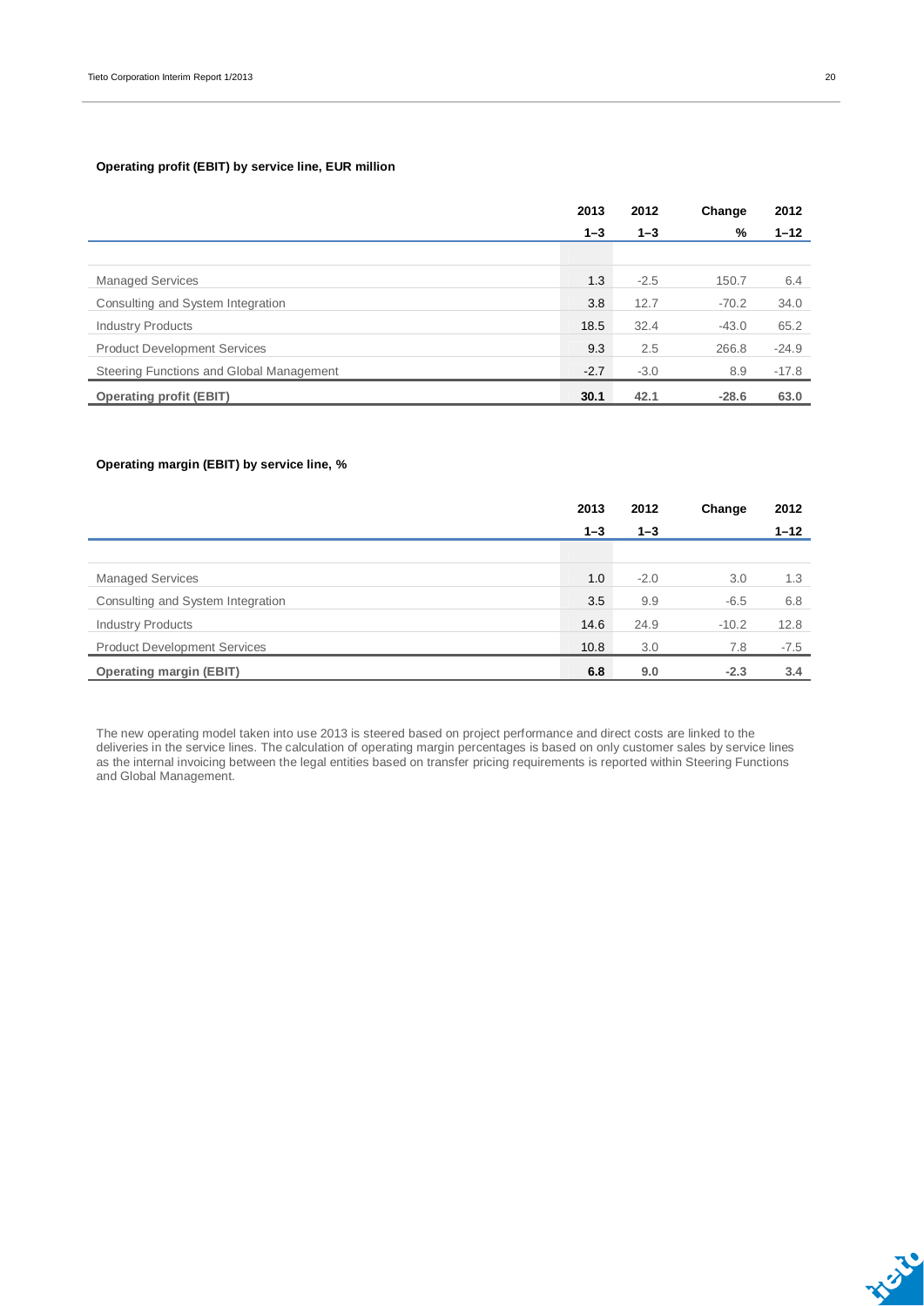**Operating profit (EBIT) by service line, EUR million**

| | 2013 1–3 | 2012 1–3 | Change % | 2012 1–12 |
|---|---|---|---|---|
| Managed Services | 1.3 | -2.5 | 150.7 | 6.4 |
| Consulting and System Integration | 3.8 | 12.7 | -70.2 | 34.0 |
| Industry Products | 18.5 | 32.4 | -43.0 | 65.2 |
| Product Development Services | 9.3 | 2.5 | 266.8 | -24.9 |
| Steering Functions and Global Management | -2.7 | -3.0 | 8.9 | -17.8 |
| **Operating profit (EBIT)** | **30.1** | **42.1** | **-28.6** | **63.0** |

**Operating margin (EBIT) by service line, %**

| | 2013 1–3 | 2012 1–3 | Change | 2012 1–12 |
|---|---|---|---|---|
| Managed Services | 1.0 | -2.0 | 3.0 | 1.3 |
| Consulting and System Integration | 3.5 | 9.9 | -6.5 | 6.8 |
| Industry Products | 14.6 | 24.9 | -10.2 | 12.8 |
| Product Development Services | 10.8 | 3.0 | 7.8 | -7.5 |
| **Operating margin (EBIT)** | **6.8** | **9.0** | **-2.3** | **3.4** |

The new operating model taken into use 2013 is steered based on project performance and direct costs are linked to the deliveries in the service lines. The calculation of operating margin percentages is based on only customer sales by service lines as the internal invoicing between the legal entities based on transfer pricing requirements is reported within Steering Functions and Global Management.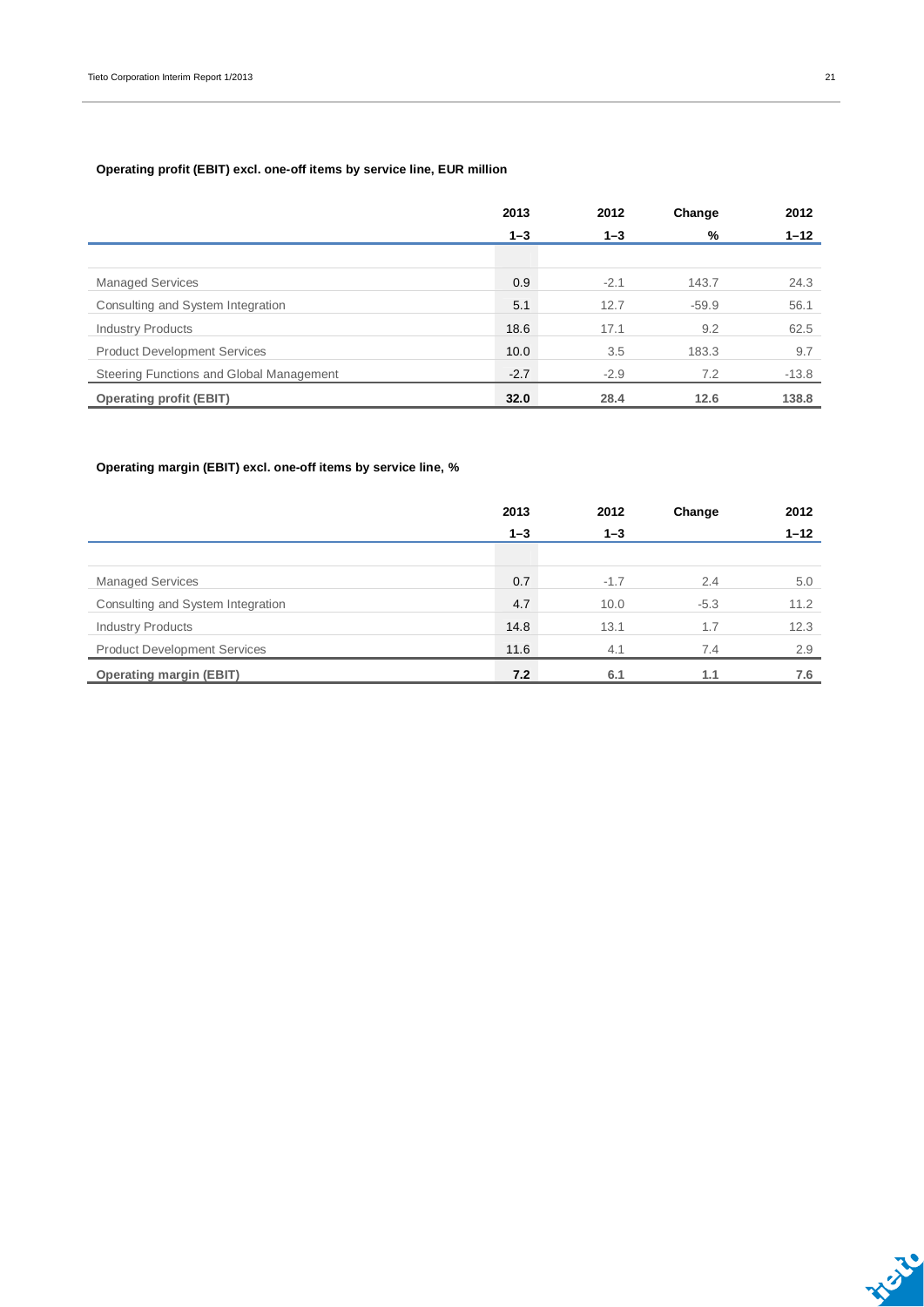**Operating profit (EBIT) excl. one-off items by service line, EUR million**

| | 2013 1–3 | 2012 1–3 | Change % | 2012 1–12 |
|---|---|---|---|---|
| Managed Services | 0.9 | -2.1 | 143.7 | 24.3 |
| Consulting and System Integration | 5.1 | 12.7 | -59.9 | 56.1 |
| Industry Products | 18.6 | 17.1 | 9.2 | 62.5 |
| Product Development Services | 10.0 | 3.5 | 183.3 | 9.7 |
| Steering Functions and Global Management | -2.7 | -2.9 | 7.2 | -13.8 |
| **Operating profit (EBIT)** | **32.0** | **28.4** | **12.6** | **138.8** |

**Operating margin (EBIT) excl. one-off items by service line, %**

| | 2013 1–3 | 2012 1–3 | Change | 2012 1–12 |
|---|---|---|---|---|
| Managed Services | 0.7 | -1.7 | 2.4 | 5.0 |
| Consulting and System Integration | 4.7 | 10.0 | -5.3 | 11.2 |
| Industry Products | 14.8 | 13.1 | 1.7 | 12.3 |
| Product Development Services | 11.6 | 4.1 | 7.4 | 2.9 |
| **Operating margin (EBIT)** | **7.2** | **6.1** | **1.1** | **7.6** |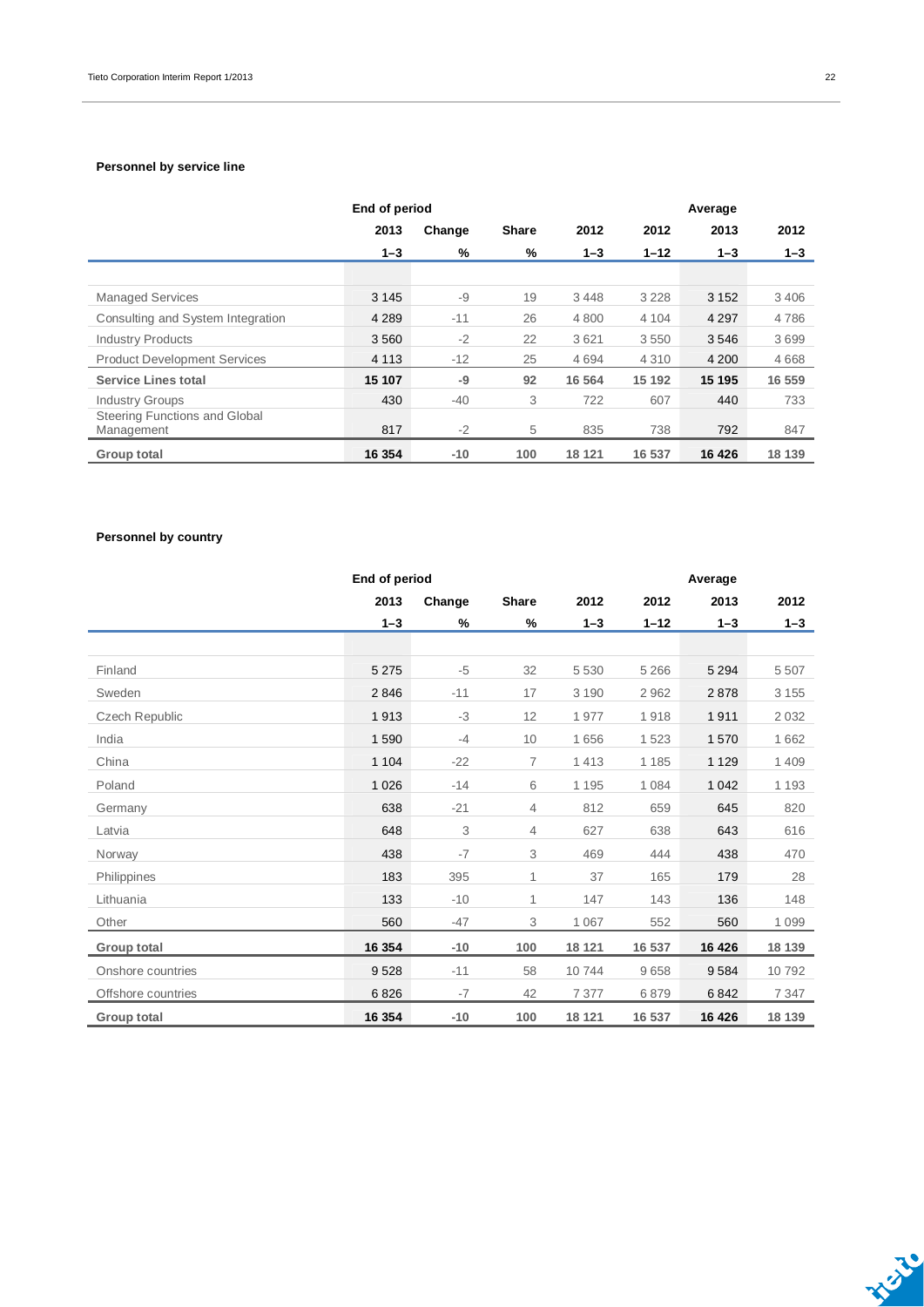### Personnel by service line

| | End of period | | | | | Average | |
|---|---|---|---|---|---|---|---|
| | 2013 | Change | Share | 2012 | 2012 | 2013 | 2012 |
| | 1–3 | % | % | 1–3 | 1–12 | 1–3 | 1–3 |
| Managed Services | 3 145 | -9 | 19 | 3 448 | 3 228 | 3 152 | 3 406 |
| Consulting and System Integration | 4 289 | -11 | 26 | 4 800 | 4 104 | 4 297 | 4 786 |
| Industry Products | 3 560 | -2 | 22 | 3 621 | 3 550 | 3 546 | 3 699 |
| Product Development Services | 4 113 | -12 | 25 | 4 694 | 4 310 | 4 200 | 4 668 |
| **Service Lines total** | **15 107** | **-9** | **92** | **16 564** | **15 192** | **15 195** | **16 559** |
| Industry Groups | 430 | -40 | 3 | 722 | 607 | 440 | 733 |
| Steering Functions and Global Management | 817 | -2 | 5 | 835 | 738 | 792 | 847 |
| **Group total** | **16 354** | **-10** | **100** | **18 121** | **16 537** | **16 426** | **18 139** |

### Personnel by country

| | End of period | | | | | Average | |
|---|---|---|---|---|---|---|---|
| | 2013 | Change | Share | 2012 | 2012 | 2013 | 2012 |
| | 1–3 | % | % | 1–3 | 1–12 | 1–3 | 1–3 |
| Finland | 5 275 | -5 | 32 | 5 530 | 5 266 | 5 294 | 5 507 |
| Sweden | 2 846 | -11 | 17 | 3 190 | 2 962 | 2 878 | 3 155 |
| Czech Republic | 1 913 | -3 | 12 | 1 977 | 1 918 | 1 911 | 2 032 |
| India | 1 590 | -4 | 10 | 1 656 | 1 523 | 1 570 | 1 662 |
| China | 1 104 | -22 | 7 | 1 413 | 1 185 | 1 129 | 1 409 |
| Poland | 1 026 | -14 | 6 | 1 195 | 1 084 | 1 042 | 1 193 |
| Germany | 638 | -21 | 4 | 812 | 659 | 645 | 820 |
| Latvia | 648 | 3 | 4 | 627 | 638 | 643 | 616 |
| Norway | 438 | -7 | 3 | 469 | 444 | 438 | 470 |
| Philippines | 183 | 395 | 1 | 37 | 165 | 179 | 28 |
| Lithuania | 133 | -10 | 1 | 147 | 143 | 136 | 148 |
| Other | 560 | -47 | 3 | 1 067 | 552 | 560 | 1 099 |
| **Group total** | **16 354** | **-10** | **100** | **18 121** | **16 537** | **16 426** | **18 139** |
| Onshore countries | 9 528 | -11 | 58 | 10 744 | 9 658 | 9 584 | 10 792 |
| Offshore countries | 6 826 | -7 | 42 | 7 377 | 6 879 | 6 842 | 7 347 |
| **Group total** | **16 354** | **-10** | **100** | **18 121** | **16 537** | **16 426** | **18 139** |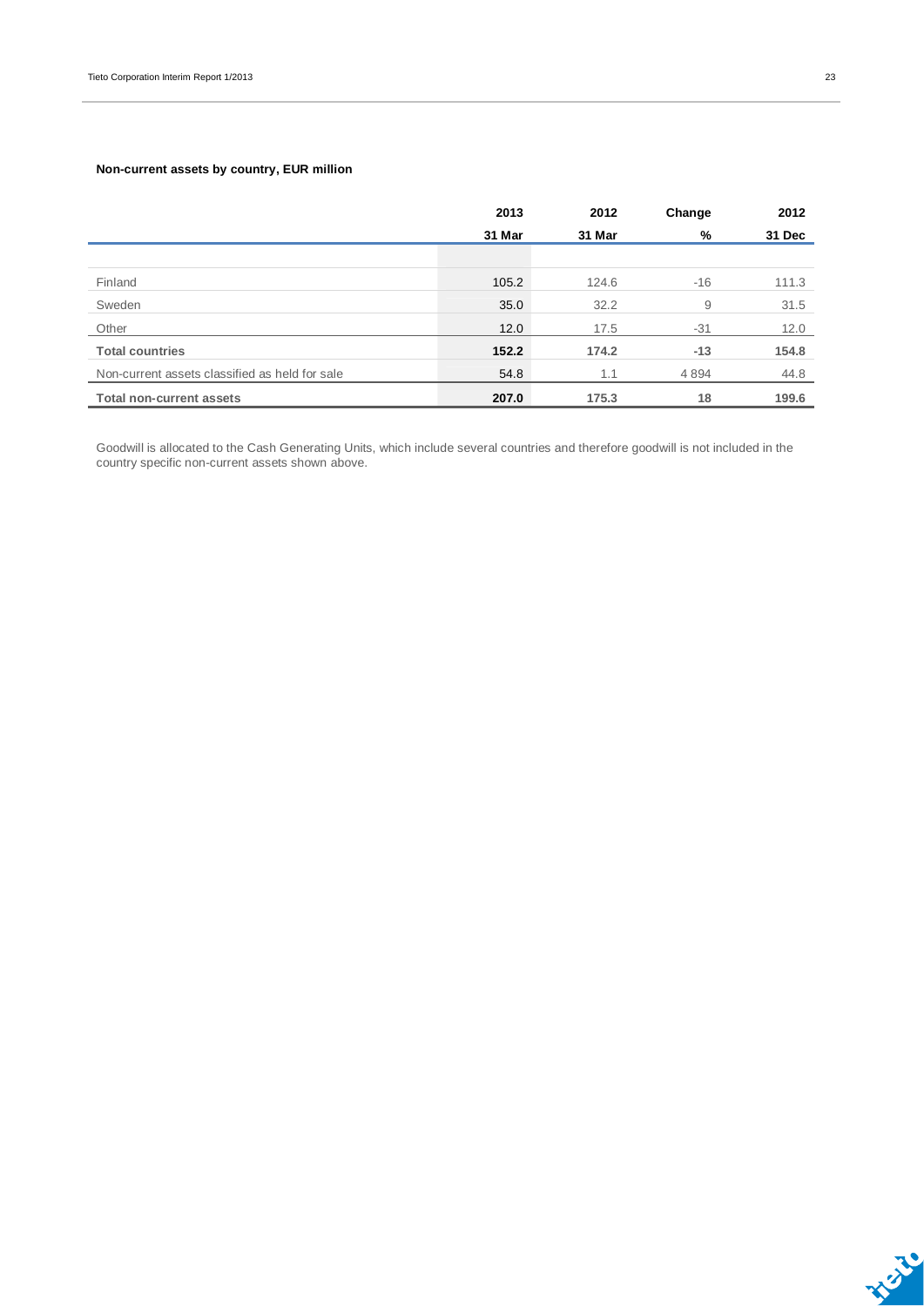**Non-current assets by country, EUR million**

| | 2013 | 2012 | Change | 2012 |
|---|---|---|---|---|
| | 31 Mar | 31 Mar | % | 31 Dec |
| Finland | 105.2 | 124.6 | -16 | 111.3 |
| Sweden | 35.0 | 32.2 | 9 | 31.5 |
| Other | 12.0 | 17.5 | -31 | 12.0 |
| **Total countries** | **152.2** | **174.2** | **-13** | **154.8** |
| Non-current assets classified as held for sale | 54.8 | 1.1 | 4 894 | 44.8 |
| **Total non-current assets** | **207.0** | **175.3** | **18** | **199.6** |

Goodwill is allocated to the Cash Generating Units, which include several countries and therefore goodwill is not included in the country specific non-current assets shown above.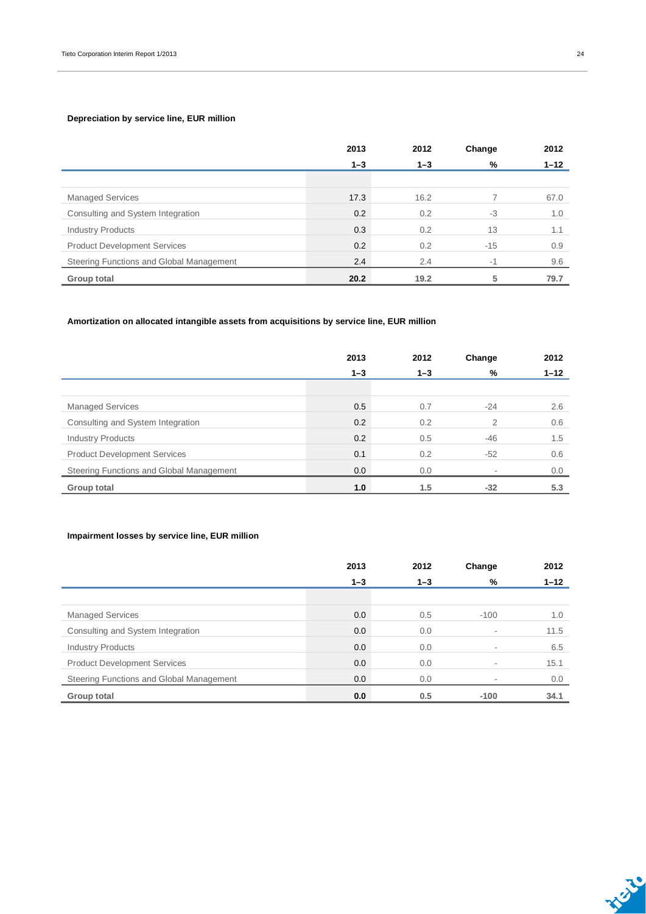**Depreciation by service line, EUR million**

| | 2013<br>1–3 | 2012<br>1–3 | Change<br>% | 2012<br>1–12 |
|---|---|---|---|---|
| Managed Services | 17.3 | 16.2 | 7 | 67.0 |
| Consulting and System Integration | 0.2 | 0.2 | -3 | 1.0 |
| Industry Products | 0.3 | 0.2 | 13 | 1.1 |
| Product Development Services | 0.2 | 0.2 | -15 | 0.9 |
| Steering Functions and Global Management | 2.4 | 2.4 | -1 | 9.6 |
| **Group total** | **20.2** | **19.2** | **5** | **79.7** |

**Amortization on allocated intangible assets from acquisitions by service line, EUR million**

| | 2013<br>1–3 | 2012<br>1–3 | Change<br>% | 2012<br>1–12 |
|---|---|---|---|---|
| Managed Services | 0.5 | 0.7 | -24 | 2.6 |
| Consulting and System Integration | 0.2 | 0.2 | 2 | 0.6 |
| Industry Products | 0.2 | 0.5 | -46 | 1.5 |
| Product Development Services | 0.1 | 0.2 | -52 | 0.6 |
| Steering Functions and Global Management | 0.0 | 0.0 | - | 0.0 |
| **Group total** | **1.0** | **1.5** | **-32** | **5.3** |

**Impairment losses by service line, EUR million**

| | 2013<br>1–3 | 2012<br>1–3 | Change<br>% | 2012<br>1–12 |
|---|---|---|---|---|
| Managed Services | 0.0 | 0.5 | -100 | 1.0 |
| Consulting and System Integration | 0.0 | 0.0 | - | 11.5 |
| Industry Products | 0.0 | 0.0 | - | 6.5 |
| Product Development Services | 0.0 | 0.0 | - | 15.1 |
| Steering Functions and Global Management | 0.0 | 0.0 | - | 0.0 |
| **Group total** | **0.0** | **0.5** | **-100** | **34.1** |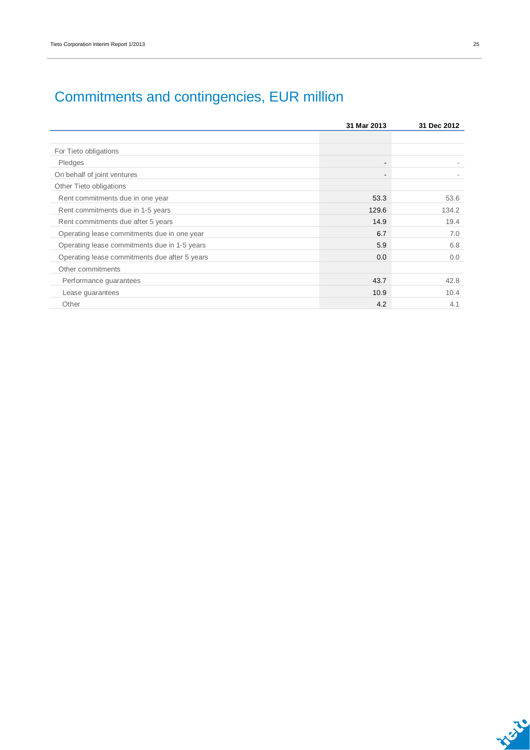# Commitments and contingencies, EUR million

| | 31 Mar 2013 | 31 Dec 2012 |
|---|---|---|
| For Tieto obligations | | |
| Pledges | - | - |
| On behalf of joint ventures | - | - |
| Other Tieto obligations | | |
| Rent commitments due in one year | 53.3 | 53.6 |
| Rent commitments due in 1-5 years | 129.6 | 134.2 |
| Rent commitments due after 5 years | 14.9 | 19.4 |
| Operating lease commitments due in one year | 6.7 | 7.0 |
| Operating lease commitments due in 1-5 years | 5.9 | 6.8 |
| Operating lease commitments due after 5 years | 0.0 | 0.0 |
| Other commitments | | |
| Performance guarantees | 43.7 | 42.8 |
| Lease guarantees | 10.9 | 10.4 |
| Other | 4.2 | 4.1 |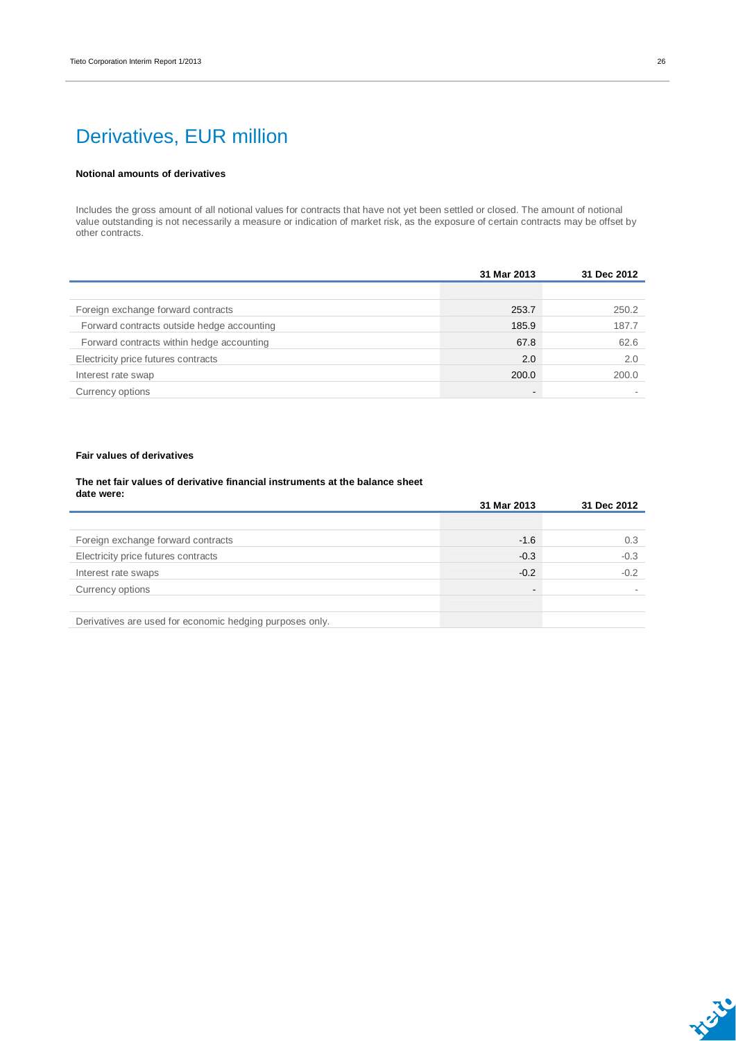# Derivatives, EUR million

**Notional amounts of derivatives**

Includes the gross amount of all notional values for contracts that have not yet been settled or closed. The amount of notional value outstanding is not necessarily a measure or indication of market risk, as the exposure of certain contracts may be offset by other contracts.

| | 31 Mar 2013 | 31 Dec 2012 |
|---|---|---|
| Foreign exchange forward contracts | 253.7 | 250.2 |
| Forward contracts outside hedge accounting | 185.9 | 187.7 |
| Forward contracts within hedge accounting | 67.8 | 62.6 |
| Electricity price futures contracts | 2.0 | 2.0 |
| Interest rate swap | 200.0 | 200.0 |
| Currency options | - | - |

**Fair values of derivatives**

**The net fair values of derivative financial instruments at the balance sheet date were:**

| | 31 Mar 2013 | 31 Dec 2012 |
|---|---|---|
| Foreign exchange forward contracts | -1.6 | 0.3 |
| Electricity price futures contracts | -0.3 | -0.3 |
| Interest rate swaps | -0.2 | -0.2 |
| Currency options | - | - |

Derivatives are used for economic hedging purposes only.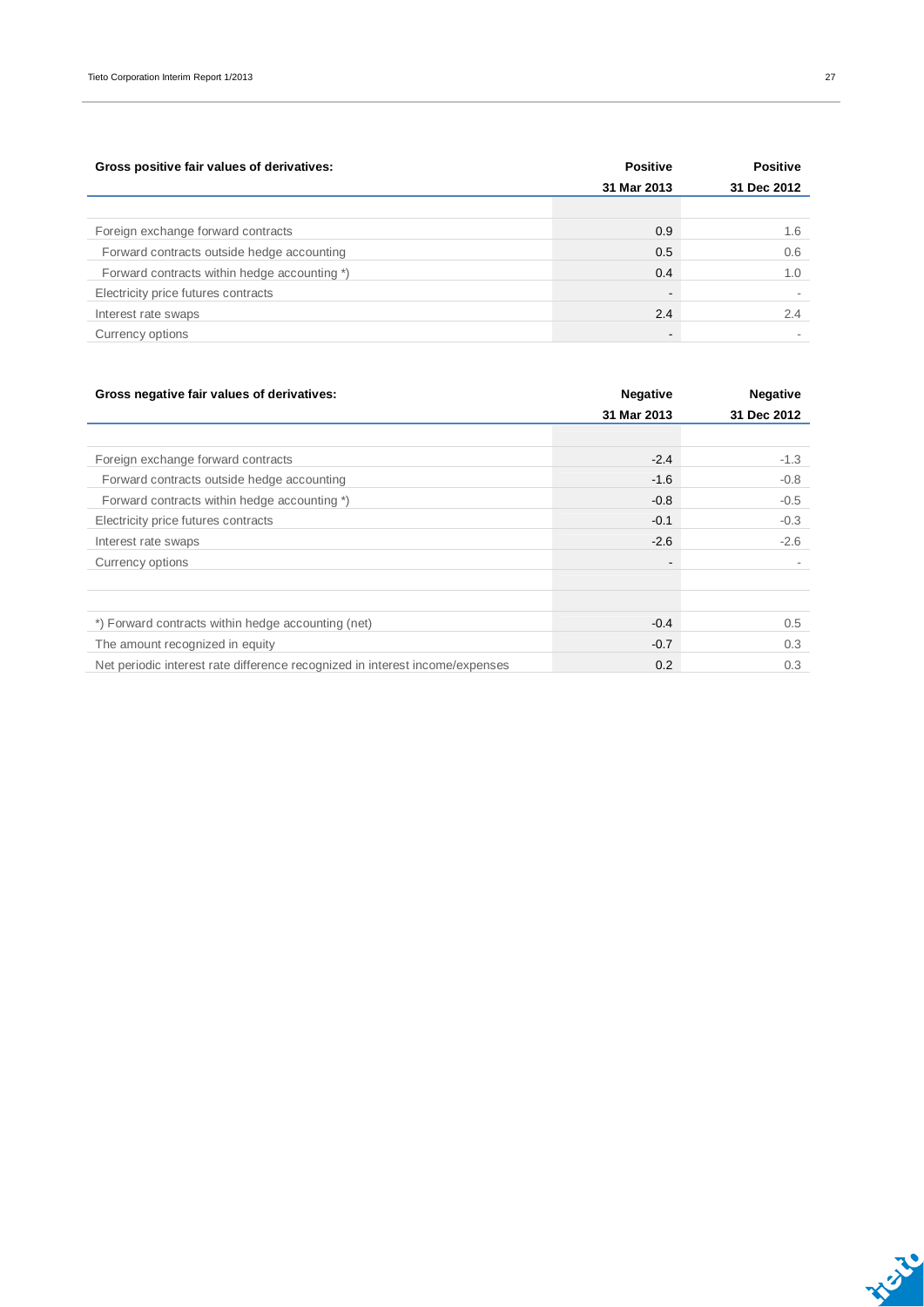| Gross positive fair values of derivatives: | Positive 31 Mar 2013 | Positive 31 Dec 2012 |
|---|---|---|
| | | |
| Foreign exchange forward contracts | 0.9 | 1.6 |
| Forward contracts outside hedge accounting | 0.5 | 0.6 |
| Forward contracts within hedge accounting *) | 0.4 | 1.0 |
| Electricity price futures contracts | - | - |
| Interest rate swaps | 2.4 | 2.4 |
| Currency options | - | - |

| Gross negative fair values of derivatives: | Negative 31 Mar 2013 | Negative 31 Dec 2012 |
|---|---|---|
| | | |
| Foreign exchange forward contracts | -2.4 | -1.3 |
| Forward contracts outside hedge accounting | -1.6 | -0.8 |
| Forward contracts within hedge accounting *) | -0.8 | -0.5 |
| Electricity price futures contracts | -0.1 | -0.3 |
| Interest rate swaps | -2.6 | -2.6 |
| Currency options | - | - |
| | | |
| *) Forward contracts within hedge accounting (net) | -0.4 | 0.5 |
| The amount recognized in equity | -0.7 | 0.3 |
| Net periodic interest rate difference recognized in interest income/expenses | 0.2 | 0.3 |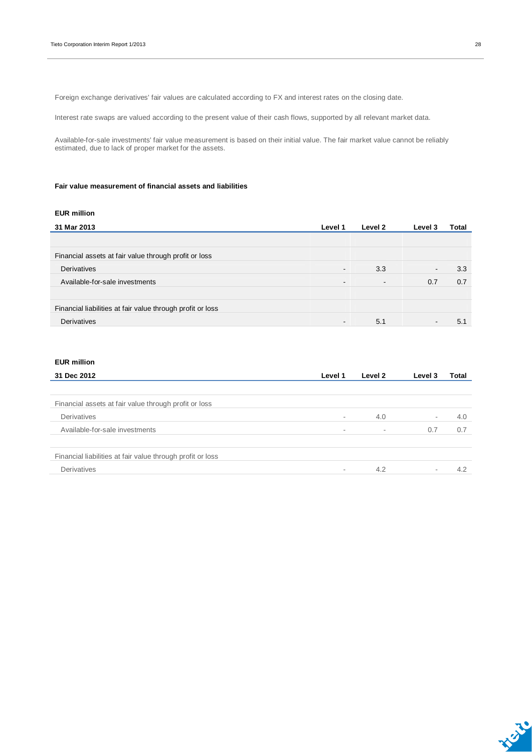Foreign exchange derivatives' fair values are calculated according to FX and interest rates on the closing date.

Interest rate swaps are valued according to the present value of their cash flows, supported by all relevant market data.

Available-for-sale investments' fair value measurement is based on their initial value. The fair market value cannot be reliably estimated, due to lack of proper market for the assets.

**Fair value measurement of financial assets and liabilities**

**EUR million**

| 31 Mar 2013 | Level 1 | Level 2 | Level 3 | Total |
|---|---|---|---|---|
| | | | | |
| Financial assets at fair value through profit or loss | | | | |
| Derivatives | - | 3.3 | - | 3.3 |
| Available-for-sale investments | - | - | 0.7 | 0.7 |
| | | | | |
| Financial liabilities at fair value through profit or loss | | | | |
| Derivatives | - | 5.1 | - | 5.1 |

**EUR million**

| 31 Dec 2012 | Level 1 | Level 2 | Level 3 | Total |
|---|---|---|---|---|
| | | | | |
| Financial assets at fair value through profit or loss | | | | |
| Derivatives | - | 4.0 | - | 4.0 |
| Available-for-sale investments | - | - | 0.7 | 0.7 |
| | | | | |
| Financial liabilities at fair value through profit or loss | | | | |
| Derivatives | - | 4.2 | - | 4.2 |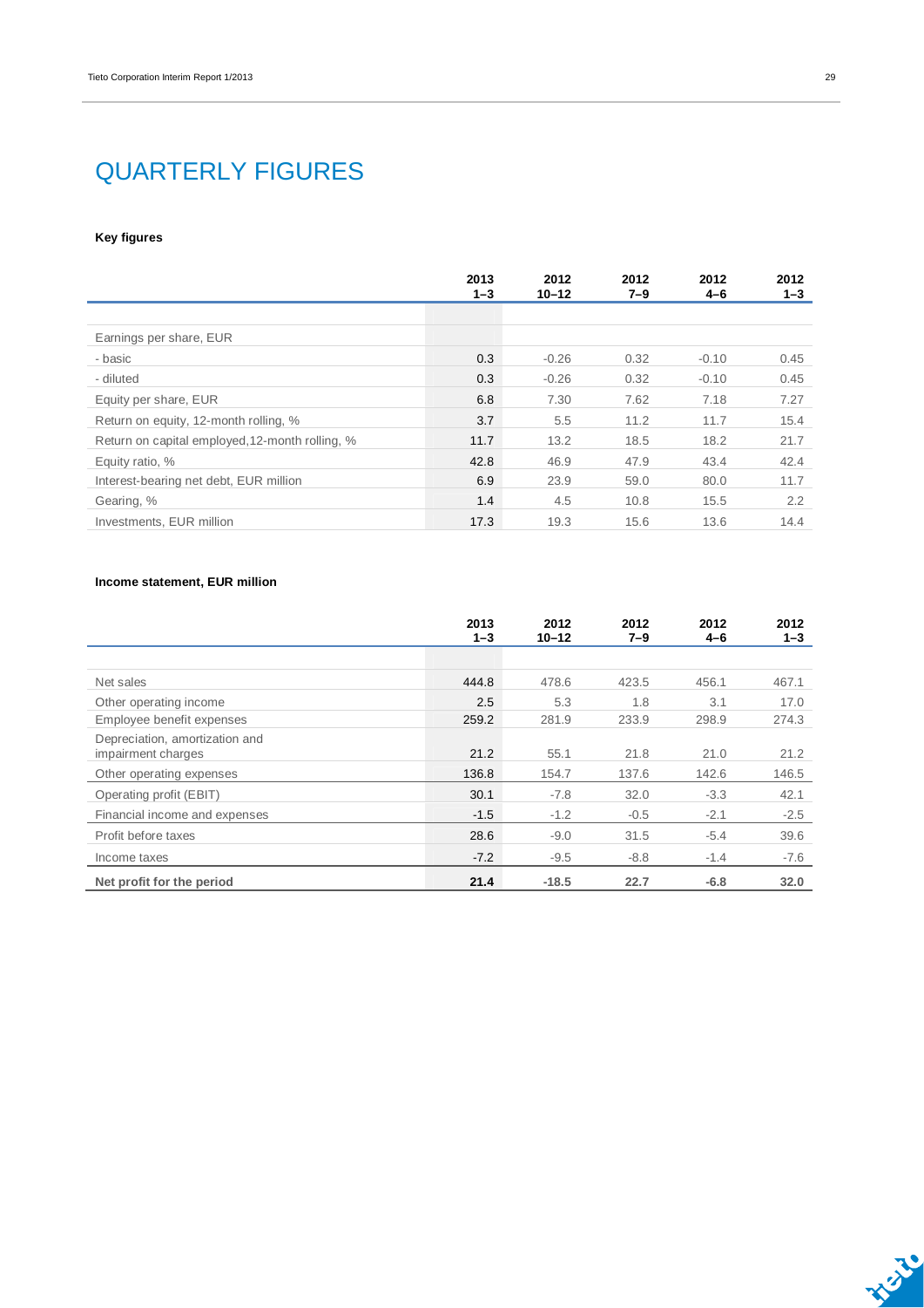# QUARTERLY FIGURES

**Key figures**

| | 2013 1–3 | 2012 10–12 | 2012 7–9 | 2012 4–6 | 2012 1–3 |
|---|---|---|---|---|---|
| Earnings per share, EUR | | | | | |
| - basic | 0.3 | -0.26 | 0.32 | -0.10 | 0.45 |
| - diluted | 0.3 | -0.26 | 0.32 | -0.10 | 0.45 |
| Equity per share, EUR | 6.8 | 7.30 | 7.62 | 7.18 | 7.27 |
| Return on equity, 12-month rolling, % | 3.7 | 5.5 | 11.2 | 11.7 | 15.4 |
| Return on capital employed,12-month rolling, % | 11.7 | 13.2 | 18.5 | 18.2 | 21.7 |
| Equity ratio, % | 42.8 | 46.9 | 47.9 | 43.4 | 42.4 |
| Interest-bearing net debt, EUR million | 6.9 | 23.9 | 59.0 | 80.0 | 11.7 |
| Gearing, % | 1.4 | 4.5 | 10.8 | 15.5 | 2.2 |
| Investments, EUR million | 17.3 | 19.3 | 15.6 | 13.6 | 14.4 |

**Income statement, EUR million**

| | 2013 1–3 | 2012 10–12 | 2012 7–9 | 2012 4–6 | 2012 1–3 |
|---|---|---|---|---|---|
| Net sales | 444.8 | 478.6 | 423.5 | 456.1 | 467.1 |
| Other operating income | 2.5 | 5.3 | 1.8 | 3.1 | 17.0 |
| Employee benefit expenses | 259.2 | 281.9 | 233.9 | 298.9 | 274.3 |
| Depreciation, amortization and impairment charges | 21.2 | 55.1 | 21.8 | 21.0 | 21.2 |
| Other operating expenses | 136.8 | 154.7 | 137.6 | 142.6 | 146.5 |
| Operating profit (EBIT) | 30.1 | -7.8 | 32.0 | -3.3 | 42.1 |
| Financial income and expenses | -1.5 | -1.2 | -0.5 | -2.1 | -2.5 |
| Profit before taxes | 28.6 | -9.0 | 31.5 | -5.4 | 39.6 |
| Income taxes | -7.2 | -9.5 | -8.8 | -1.4 | -7.6 |
| **Net profit for the period** | **21.4** | **-18.5** | **22.7** | **-6.8** | **32.0** |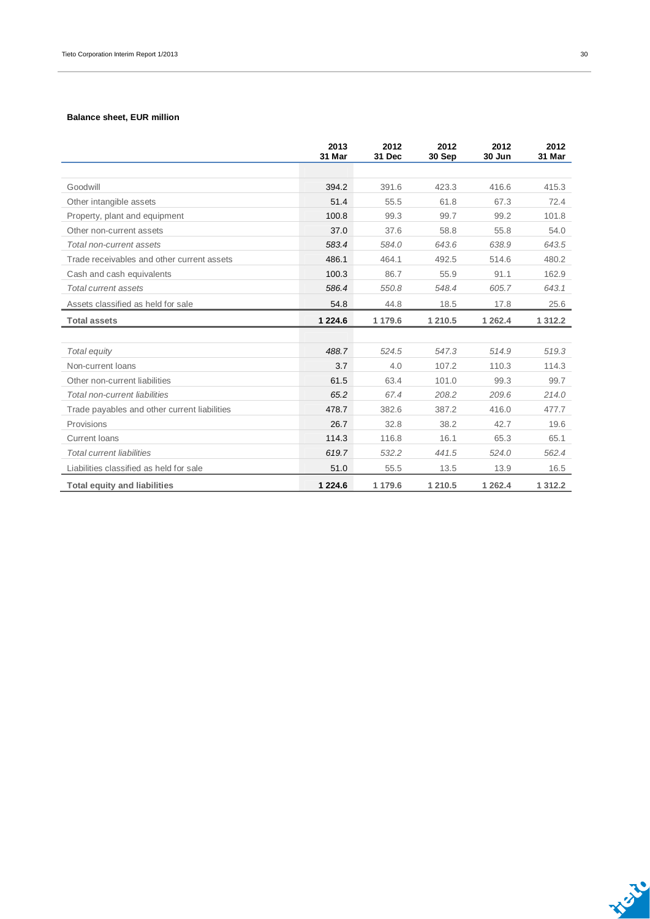**Balance sheet, EUR million**

| | 2013 31 Mar | 2012 31 Dec | 2012 30 Sep | 2012 30 Jun | 2012 31 Mar |
|---|---|---|---|---|---|
| Goodwill | 394.2 | 391.6 | 423.3 | 416.6 | 415.3 |
| Other intangible assets | 51.4 | 55.5 | 61.8 | 67.3 | 72.4 |
| Property, plant and equipment | 100.8 | 99.3 | 99.7 | 99.2 | 101.8 |
| Other non-current assets | 37.0 | 37.6 | 58.8 | 55.8 | 54.0 |
| *Total non-current assets* | *583.4* | *584.0* | *643.6* | *638.9* | *643.5* |
| Trade receivables and other current assets | 486.1 | 464.1 | 492.5 | 514.6 | 480.2 |
| Cash and cash equivalents | 100.3 | 86.7 | 55.9 | 91.1 | 162.9 |
| *Total current assets* | *586.4* | *550.8* | *548.4* | *605.7* | *643.1* |
| Assets classified as held for sale | 54.8 | 44.8 | 18.5 | 17.8 | 25.6 |
| **Total assets** | **1 224.6** | **1 179.6** | **1 210.5** | **1 262.4** | **1 312.2** |
| | | | | | |
| *Total equity* | *488.7* | *524.5* | *547.3* | *514.9* | *519.3* |
| Non-current loans | 3.7 | 4.0 | 107.2 | 110.3 | 114.3 |
| Other non-current liabilities | 61.5 | 63.4 | 101.0 | 99.3 | 99.7 |
| *Total non-current liabilities* | *65.2* | *67.4* | *208.2* | *209.6* | *214.0* |
| Trade payables and other current liabilities | 478.7 | 382.6 | 387.2 | 416.0 | 477.7 |
| Provisions | 26.7 | 32.8 | 38.2 | 42.7 | 19.6 |
| Current loans | 114.3 | 116.8 | 16.1 | 65.3 | 65.1 |
| *Total current liabilities* | *619.7* | *532.2* | *441.5* | *524.0* | *562.4* |
| Liabilities classified as held for sale | 51.0 | 55.5 | 13.5 | 13.9 | 16.5 |
| **Total equity and liabilities** | **1 224.6** | **1 179.6** | **1 210.5** | **1 262.4** | **1 312.2** |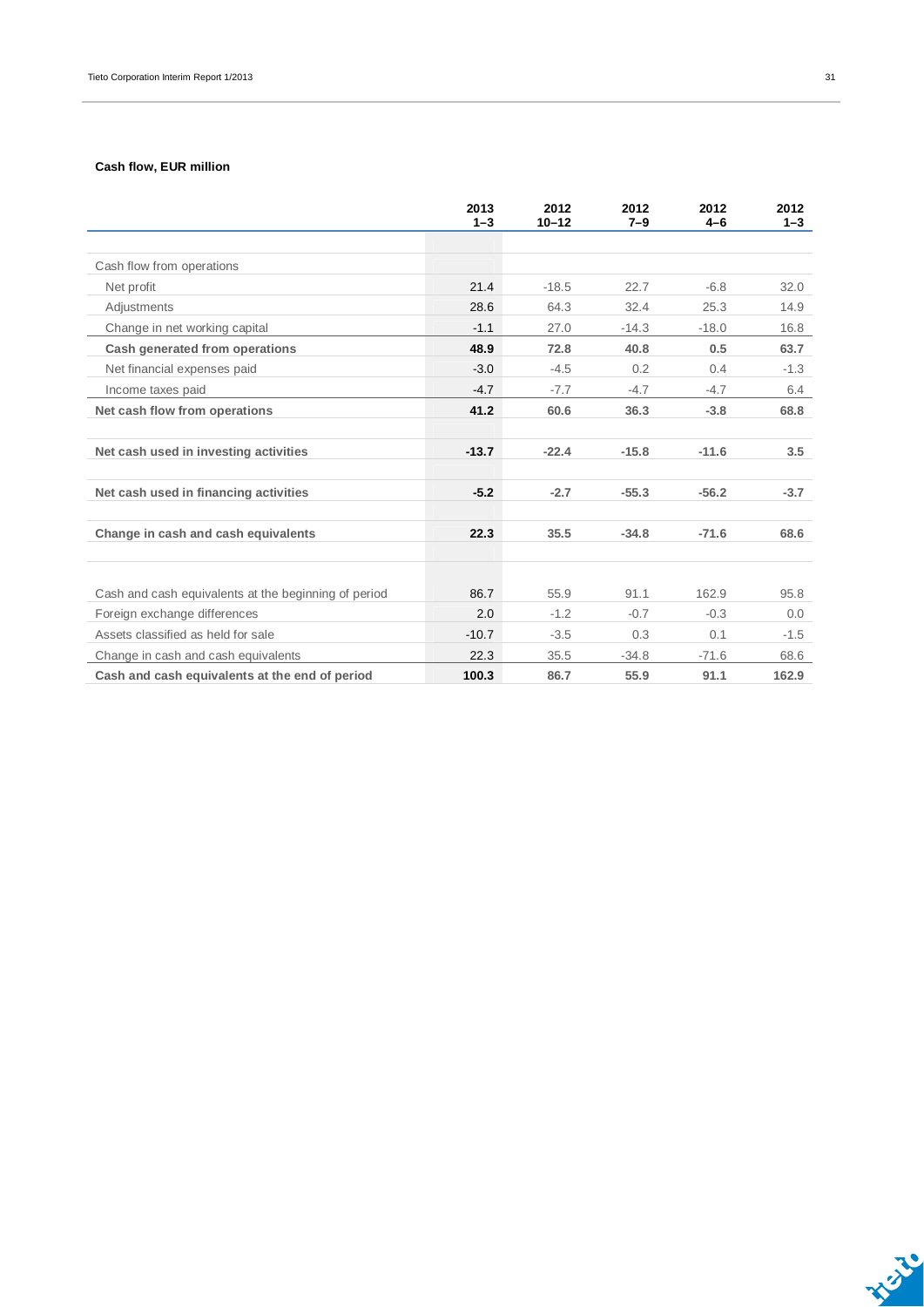**Cash flow, EUR million**

| | 2013 1–3 | 2012 10–12 | 2012 7–9 | 2012 4–6 | 2012 1–3 |
|---|---|---|---|---|---|
| Cash flow from operations | | | | | |
| Net profit | 21.4 | -18.5 | 22.7 | -6.8 | 32.0 |
| Adjustments | 28.6 | 64.3 | 32.4 | 25.3 | 14.9 |
| Change in net working capital | -1.1 | 27.0 | -14.3 | -18.0 | 16.8 |
| **Cash generated from operations** | **48.9** | **72.8** | **40.8** | **0.5** | **63.7** |
| Net financial expenses paid | -3.0 | -4.5 | 0.2 | 0.4 | -1.3 |
| Income taxes paid | -4.7 | -7.7 | -4.7 | -4.7 | 6.4 |
| **Net cash flow from operations** | **41.2** | **60.6** | **36.3** | **-3.8** | **68.8** |
| | | | | | |
| **Net cash used in investing activities** | **-13.7** | **-22.4** | **-15.8** | **-11.6** | **3.5** |
| | | | | | |
| **Net cash used in financing activities** | **-5.2** | **-2.7** | **-55.3** | **-56.2** | **-3.7** |
| | | | | | |
| **Change in cash and cash equivalents** | **22.3** | **35.5** | **-34.8** | **-71.6** | **68.6** |
| | | | | | |
| Cash and cash equivalents at the beginning of period | 86.7 | 55.9 | 91.1 | 162.9 | 95.8 |
| Foreign exchange differences | 2.0 | -1.2 | -0.7 | -0.3 | 0.0 |
| Assets classified as held for sale | -10.7 | -3.5 | 0.3 | 0.1 | -1.5 |
| Change in cash and cash equivalents | 22.3 | 35.5 | -34.8 | -71.6 | 68.6 |
| **Cash and cash equivalents at the end of period** | **100.3** | **86.7** | **55.9** | **91.1** | **162.9** |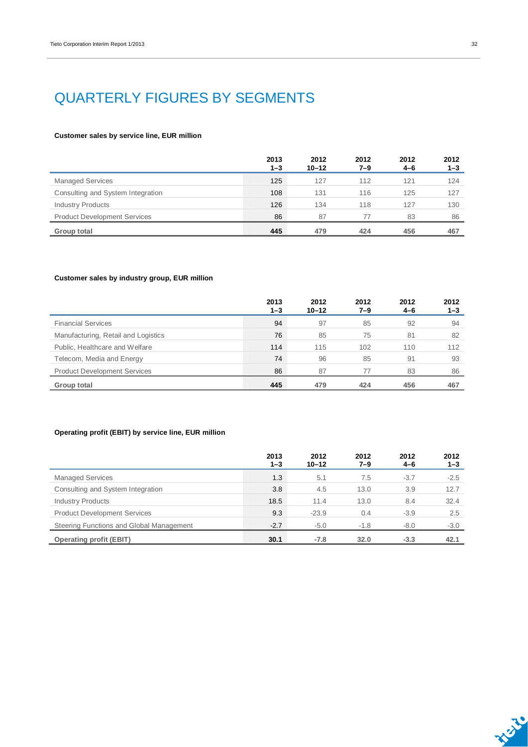# QUARTERLY FIGURES BY SEGMENTS

**Customer sales by service line, EUR million**

| | 2013 1–3 | 2012 10–12 | 2012 7–9 | 2012 4–6 | 2012 1–3 |
|---|---|---|---|---|---|
| Managed Services | 125 | 127 | 112 | 121 | 124 |
| Consulting and System Integration | 108 | 131 | 116 | 125 | 127 |
| Industry Products | 126 | 134 | 118 | 127 | 130 |
| Product Development Services | 86 | 87 | 77 | 83 | 86 |
| **Group total** | **445** | **479** | **424** | **456** | **467** |

**Customer sales by industry group, EUR million**

| | 2013 1–3 | 2012 10–12 | 2012 7–9 | 2012 4–6 | 2012 1–3 |
|---|---|---|---|---|---|
| Financial Services | 94 | 97 | 85 | 92 | 94 |
| Manufacturing, Retail and Logistics | 76 | 85 | 75 | 81 | 82 |
| Public, Healthcare and Welfare | 114 | 115 | 102 | 110 | 112 |
| Telecom, Media and Energy | 74 | 96 | 85 | 91 | 93 |
| Product Development Services | 86 | 87 | 77 | 83 | 86 |
| **Group total** | **445** | **479** | **424** | **456** | **467** |

**Operating profit (EBIT) by service line, EUR million**

| | 2013 1–3 | 2012 10–12 | 2012 7–9 | 2012 4–6 | 2012 1–3 |
|---|---|---|---|---|---|
| Managed Services | 1.3 | 5.1 | 7.5 | -3.7 | -2.5 |
| Consulting and System Integration | 3.8 | 4.5 | 13.0 | 3.9 | 12.7 |
| Industry Products | 18.5 | 11.4 | 13.0 | 8.4 | 32.4 |
| Product Development Services | 9.3 | -23.9 | 0.4 | -3.9 | 2.5 |
| Steering Functions and Global Management | -2.7 | -5.0 | -1.8 | -8.0 | -3.0 |
| **Operating profit (EBIT)** | **30.1** | **-7.8** | **32.0** | **-3.3** | **42.1** |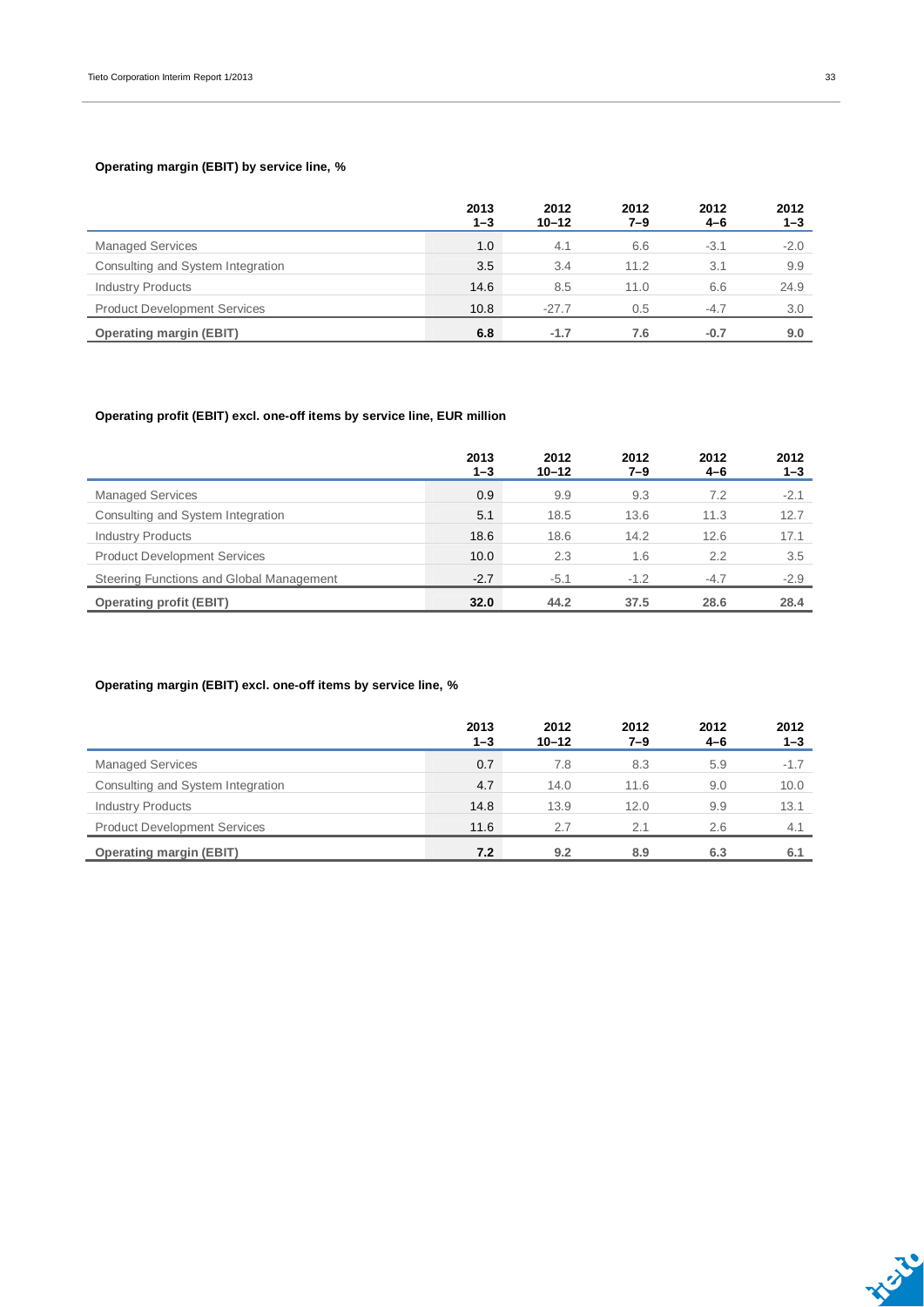### Operating margin (EBIT) by service line, %

| | 2013 1–3 | 2012 10–12 | 2012 7–9 | 2012 4–6 | 2012 1–3 |
|---|---|---|---|---|---|
| Managed Services | 1.0 | 4.1 | 6.6 | -3.1 | -2.0 |
| Consulting and System Integration | 3.5 | 3.4 | 11.2 | 3.1 | 9.9 |
| Industry Products | 14.6 | 8.5 | 11.0 | 6.6 | 24.9 |
| Product Development Services | 10.8 | -27.7 | 0.5 | -4.7 | 3.0 |
| **Operating margin (EBIT)** | **6.8** | **-1.7** | **7.6** | **-0.7** | **9.0** |

### Operating profit (EBIT) excl. one-off items by service line, EUR million

| | 2013 1–3 | 2012 10–12 | 2012 7–9 | 2012 4–6 | 2012 1–3 |
|---|---|---|---|---|---|
| Managed Services | 0.9 | 9.9 | 9.3 | 7.2 | -2.1 |
| Consulting and System Integration | 5.1 | 18.5 | 13.6 | 11.3 | 12.7 |
| Industry Products | 18.6 | 18.6 | 14.2 | 12.6 | 17.1 |
| Product Development Services | 10.0 | 2.3 | 1.6 | 2.2 | 3.5 |
| Steering Functions and Global Management | -2.7 | -5.1 | -1.2 | -4.7 | -2.9 |
| **Operating profit (EBIT)** | **32.0** | **44.2** | **37.5** | **28.6** | **28.4** |

### Operating margin (EBIT) excl. one-off items by service line, %

| | 2013 1–3 | 2012 10–12 | 2012 7–9 | 2012 4–6 | 2012 1–3 |
|---|---|---|---|---|---|
| Managed Services | 0.7 | 7.8 | 8.3 | 5.9 | -1.7 |
| Consulting and System Integration | 4.7 | 14.0 | 11.6 | 9.0 | 10.0 |
| Industry Products | 14.8 | 13.9 | 12.0 | 9.9 | 13.1 |
| Product Development Services | 11.6 | 2.7 | 2.1 | 2.6 | 4.1 |
| **Operating margin (EBIT)** | **7.2** | **9.2** | **8.9** | **6.3** | **6.1** |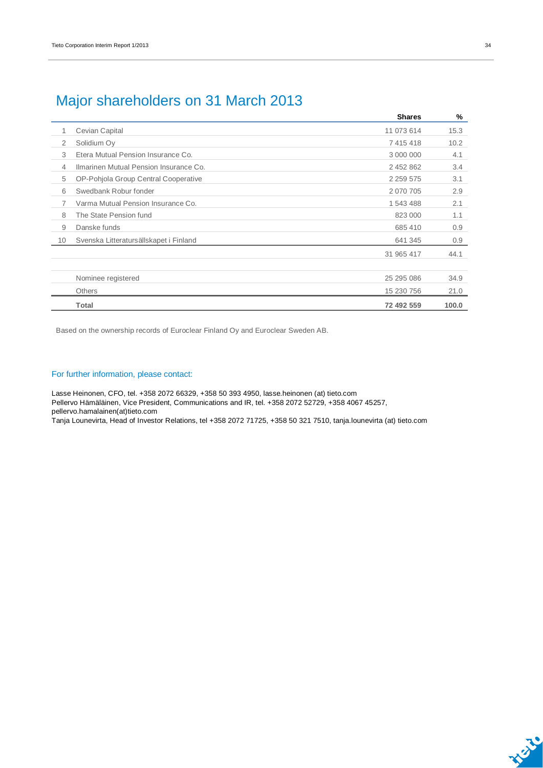# Major shareholders on 31 March 2013

| | | Shares | % |
|---|---|---|---|
| 1 | Cevian Capital | 11 073 614 | 15.3 |
| 2 | Solidium Oy | 7 415 418 | 10.2 |
| 3 | Etera Mutual Pension Insurance Co. | 3 000 000 | 4.1 |
| 4 | Ilmarinen Mutual Pension Insurance Co. | 2 452 862 | 3.4 |
| 5 | OP-Pohjola Group Central Cooperative | 2 259 575 | 3.1 |
| 6 | Swedbank Robur fonder | 2 070 705 | 2.9 |
| 7 | Varma Mutual Pension Insurance Co. | 1 543 488 | 2.1 |
| 8 | The State Pension fund | 823 000 | 1.1 |
| 9 | Danske funds | 685 410 | 0.9 |
| 10 | Svenska Litteratursällskapet i Finland | 641 345 | 0.9 |
| | | 31 965 417 | 44.1 |
| | | | |
| | Nominee registered | 25 295 086 | 34.9 |
| | Others | 15 230 756 | 21.0 |
| | **Total** | **72 492 559** | **100.0** |

Based on the ownership records of Euroclear Finland Oy and Euroclear Sweden AB.

## For further information, please contact:

Lasse Heinonen, CFO, tel. +358 2072 66329, +358 50 393 4950, lasse.heinonen (at) tieto.com
Pellervo Hämäläinen, Vice President, Communications and IR, tel. +358 2072 52729, +358 4067 45257, pellervo.hamalainen(at)tieto.com
Tanja Lounevirta, Head of Investor Relations, tel +358 2072 71725, +358 50 321 7510, tanja.lounevirta (at) tieto.com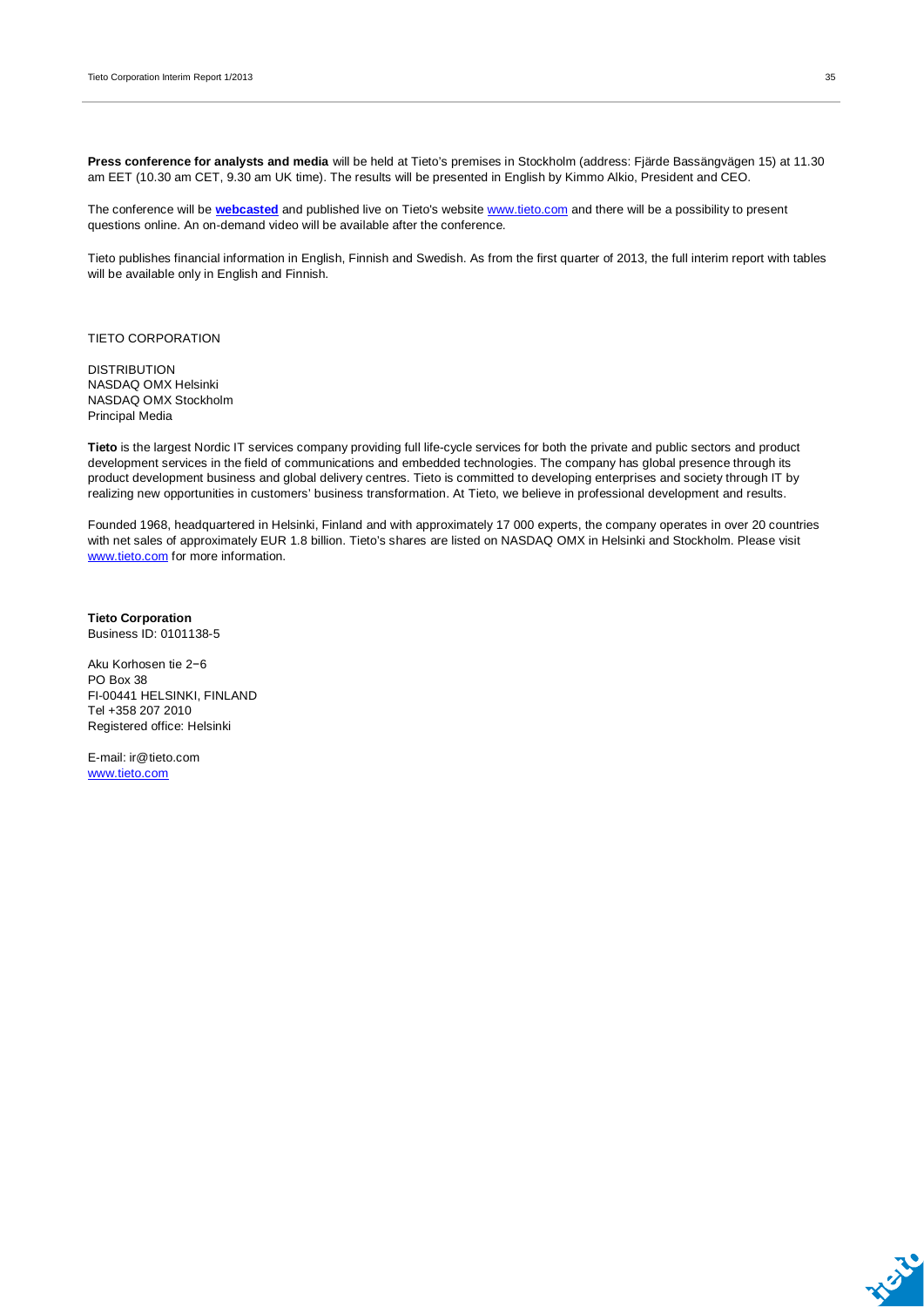**Press conference for analysts and media** will be held at Tieto's premises in Stockholm (address: Fjärde Bassängvägen 15) at 11.30 am EET (10.30 am CET, 9.30 am UK time). The results will be presented in English by Kimmo Alkio, President and CEO.

The conference will be **webcasted** and published live on Tieto's website www.tieto.com and there will be a possibility to present questions online. An on-demand video will be available after the conference.

Tieto publishes financial information in English, Finnish and Swedish. As from the first quarter of 2013, the full interim report with tables will be available only in English and Finnish.

TIETO CORPORATION

DISTRIBUTION
NASDAQ OMX Helsinki
NASDAQ OMX Stockholm
Principal Media

**Tieto** is the largest Nordic IT services company providing full life-cycle services for both the private and public sectors and product development services in the field of communications and embedded technologies. The company has global presence through its product development business and global delivery centres. Tieto is committed to developing enterprises and society through IT by realizing new opportunities in customers' business transformation. At Tieto, we believe in professional development and results.

Founded 1968, headquartered in Helsinki, Finland and with approximately 17 000 experts, the company operates in over 20 countries with net sales of approximately EUR 1.8 billion. Tieto's shares are listed on NASDAQ OMX in Helsinki and Stockholm. Please visit www.tieto.com for more information.

**Tieto Corporation**
Business ID: 0101138-5

Aku Korhosen tie 2−6
PO Box 38
FI-00441 HELSINKI, FINLAND
Tel +358 207 2010
Registered office: Helsinki

E-mail: ir@tieto.com
www.tieto.com